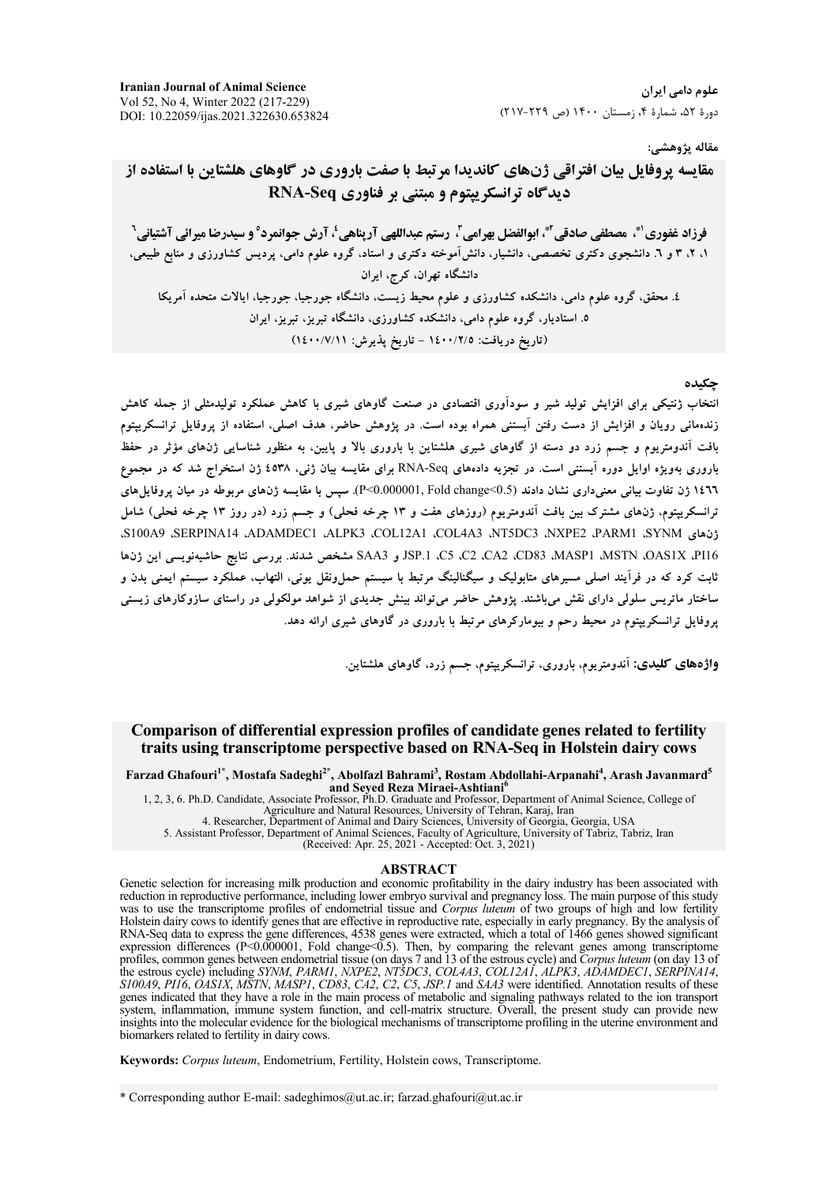**Iranian Journal of Animal Science**
Vol 52, No 4, Winter 2022 (217-229)
DOI: 10.22059/ijas.2021.322630.653824

**علوم دامی ایران**
دورهٔ ۵۲، شمارهٔ ۴، زمستان ۱۴۰۰ (ص ۲۲۹-۲۱۷)

**مقاله پژوهشی:**

# مقایسه پروفایل بیان افتراقی ژن‌های کاندیدا مرتبط با صفت باروری در گاوهای هلشتاین با استفاده از دیدگاه ترانسکریپتوم و مبتنی بر فناوری RNA-Seq

**فرزاد غفوری[1*]، مصطفی صادقی[2*]، ابوالفضل بهرامی[3]، رستم عبداللهی آرپناهی[4]، آرش جوانمرد[5] و سیدرضا میرائی آشتیانی[6]**

۱، ۲، ۳ و ۶. دانشجوی دکتری تخصصی، دانشیار، دانش‌آموخته دکتری و استاد، گروه علوم دامی، پردیس کشاورزی و منابع طبیعی، دانشگاه تهران، کرج، ایران

۴. محقق، گروه علوم دامی، دانشکده کشاورزی و علوم محیط زیست، دانشگاه جورجیا، جورجیا، ایالات متحده آمریکا

۵. استادیار، گروه علوم دامی، دانشکده کشاورزی، دانشگاه تبریز، تبریز، ایران

(تاریخ دریافت: ۱۴۰۰/۲/۵ - تاریخ پذیرش: ۱۴۰۰/۷/۱۱)

## چکیده

انتخاب ژنتیکی برای افزایش تولید شیر و سودآوری اقتصادی در صنعت گاوهای شیری با کاهش عملکرد تولیدمثلی از جمله کاهش زنده‌مانی رویان و افزایش از دست رفتن آبستنی همراه بوده است. در پژوهش حاضر، هدف اصلی، استفاده از پروفایل ترانسکریپتوم بافت آندومتریوم و جسم زرد دو دسته از گاوهای شیری هلشتاین با باروری بالا و پایین، به منظور شناسایی ژن‌های مؤثر در حفظ باروری به‌ویژه اوایل دوره آبستنی است. در تجزیه داده‌های RNA-Seq برای مقایسه بیان ژنی، ۴۵۳۸ ژن استخراج شد که در مجموع ۱۴۶۶ ژن تفاوت بیانی معنی‌داری نشان دادند (P<0.000001, Fold change<0.5). سپس با مقایسه ژن‌های مربوطه در میان پروفایل‌های ترانسکریپتوم، ژن‌های مشترک بین بافت آندومتریوم (روزهای هفت و ۱۳ چرخه فحلی) و جسم زرد (در روز ۱۳ چرخه فحلی) شامل ژن‌های SYNM، PARM1، NXPE2، NT5DC3، COL4A3، COL12A1، ALPK3، ADAMDEC1، SERPINA14، S100A9، PI16، OAS1X، MSTN، MASP1، CD83، CA2، C2، C5، JSP.1 و SAA3 مشخص شدند. بررسی نتایج حاشیه‌نویسی این ژن‌ها ثابت کرد که در فرآیند اصلی مسیرهای متابولیک و سیگنالینگ مرتبط با سیستم حمل‌ونقل یونی، التهاب، عملکرد سیستم ایمنی بدن و ساختار ماتریس سلولی دارای نقش می‌باشند. پژوهش حاضر می‌تواند بینش جدیدی از شواهد مولکولی در راستای سازوکارهای زیستی پروفایل ترانسکریپتوم در محیط رحم و بیومارکرهای مرتبط با باروری در گاوهای شیری ارائه دهد.

**واژه‌های کلیدی:** آندومتریوم، باروری، ترانسکریپتوم، جسم زرد، گاوهای هلشتاین.

# Comparison of differential expression profiles of candidate genes related to fertility traits using transcriptome perspective based on RNA-Seq in Holstein dairy cows

**Farzad Ghafouri[1*], Mostafa Sadeghi[2*], Abolfazl Bahrami[3], Rostam Abdollahi-Arpanahi[4], Arash Javanmard[5] and Seyed Reza Miraei-Ashtiani[6]**

1, 2, 3, 6. Ph.D. Candidate, Associate Professor, Ph.D. Graduate and Professor, Department of Animal Science, College of Agriculture and Natural Resources, University of Tehran, Karaj, Iran

4. Researcher, Department of Animal and Dairy Sciences, University of Georgia, Georgia, USA

5. Assistant Professor, Department of Animal Sciences, Faculty of Agriculture, University of Tabriz, Tabriz, Iran

(Received: Apr. 25, 2021 - Accepted: Oct. 3, 2021)

## ABSTRACT

Genetic selection for increasing milk production and economic profitability in the dairy industry has been associated with reduction in reproductive performance, including lower embryo survival and pregnancy loss. The main purpose of this study was to use the transcriptome profiles of endometrial tissue and *Corpus luteum* of two groups of high and low fertility Holstein dairy cows to identify genes that are effective in reproductive rate, especially in early pregnancy. By the analysis of RNA-Seq data to express the gene differences, 4538 genes were extracted, which a total of 1466 genes showed significant expression differences (P<0.000001, Fold change<0.5). Then, by comparing the relevant genes among transcriptome profiles, common genes between endometrial tissue (on days 7 and 13 of the estrous cycle) and *Corpus luteum* (on day 13 of the estrous cycle) including *SYNM*, *PARM1*, *NXPE2*, *NT5DC3*, *COL4A3*, *COL12A1*, *ALPK3*, *ADAMDEC1*, *SERPINA14*, *S100A9*, *PI16*, *OAS1X*, *MSTN*, *MASP1*, *CD83*, *CA2*, *C2*, *C5*, *JSP.1* and *SAA3* were identified. Annotation results of these genes indicated that they have a role in the main process of metabolic and signaling pathways related to the ion transport system, inflammation, immune system function, and cell-matrix structure. Overall, the present study can provide new insights into the molecular evidence for the biological mechanisms of transcriptome profiling in the uterine environment and biomarkers related to fertility in dairy cows.

**Keywords:** *Corpus luteum*, Endometrium, Fertility, Holstein cows, Transcriptome.

* Corresponding author E-mail: sadeghimos@ut.ac.ir; farzad.ghafouri@ut.ac.ir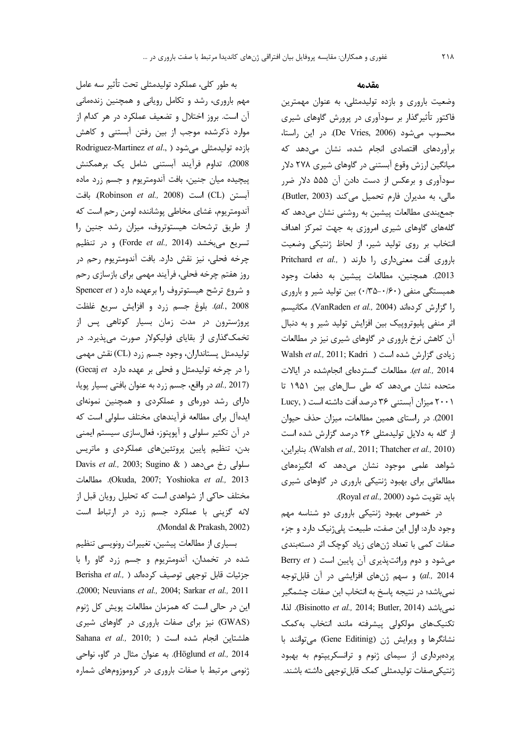## مقدمه

وضعیت باروری و بازده تولیدمثلی، به عنوان مهمترین فاکتور تأثیرگذار بر سودآوری در پرورش گاوهای شیری محسوب می‌شود (De Vries, 2006). در این راستا، برآوردهای اقتصادی انجام شده، نشان می‌دهد که میانگین ارزش وقوع آبستنی در گاوهای شیری ۲۷۸ دلار سودآوری و برعکس از دست دادن آن ۵۵۵ دلار ضرر مالی، به مدیران فارم تحمیل می‌کند (Butler, 2003). جمع‌بندی مطالعات پیشین به روشنی نشان می‌دهد که گله‌های گاوهای شیری امروزی به جهت تمرکز اهداف انتخاب بر روی تولید شیر، از لحاظ ژنتیکی وضعیت باروری اُفت معنی‌داری را دارند (Pritchard *et al.,* 2013). همچنین، مطالعات پیشین به دفعات وجود همبستگی منفی (۰/۶۰-۰/۳۵) بین تولید شیر و باروری را گزارش کرده‌اند (VanRaden *et al.,* 2004). مکانیسم اثر منفی پلیوتروپیک بین افزایش تولید شیر و به دنبال آن کاهش نرخ باروری در گاوهای شیری نیز در مطالعات زیادی گزارش شده است (Walsh *et al.,* 2011; Kadri *et al.,* 2014). مطالعات گسترده‌ای انجام‌شده در ایالات متحده نشان می‌دهد که طی سال‌های بین ۱۹۵۱ تا ۲۰۰۱ میزان آبستنی ۳۶ درصد اُفت داشته است (Lucy, 2001). در راستای همین مطالعات، میزان حذف حیوان از گله به دلایل تولیدمثلی ۲۶ درصد گزارش شده است (Walsh *et al.,* 2011; Thatcher *et al.,* 2010). بنابراین، شواهد علمی موجود نشان می‌دهد که انگیزه‌های مطالعاتی برای بهبود ژنتیکی باروری در گاوهای شیری باید تقویت شود (Royal *et al.,* 2000).

در خصوص بهبود ژنتیکی باروری دو شناسه مهم وجود دارد: اول این صفت، طبیعت پلی‌ژنیک دارد و جزء صفات کمی با تعداد ژن‌های زیاد کوچک اثر دسته‌بندی می‌شود و دوم وراثت‌پذیری آن پایین است (Berry *et al.,* 2014) و سهم ژن‌های افزایشی در آن قابل‌توجه نمی‌باشد؛ در نتیجه پاسخ به انتخاب این صفات چشمگیر نمی‌باشد (Bisinotto *et al.,* 2014; Butler, 2014). لذا، تکنیک‌های مولکولی پیشرفته مانند انتخاب به‌کمک نشانگرها و ویرایش ژن (Gene Editinig) می‌توانند با پرده‌برداری از سیمای ژنوم و ترانسکریپتوم به بهبود ژنتیکی‌صفات تولیدمثلی کمک قابل‌توجهی داشته باشند.

به طور کلی، عملکرد تولیدمثلی تحت تأثیر سه عامل مهم باروری، رشد و تکامل رویانی و همچنین زنده‌مانی آن است. بروز اختلال و تضعیف عملکرد در هر کدام از موارد ذکرشده موجب از بین رفتن آبستنی و کاهش بازده تولیدمثلی می‌شود (Rodriguez-Martinez *et al.,* 2008). تداوم فرآیند آبستنی شامل یک برهمکنش پیچیده میان جنین، بافت آندومتریوم و جسم زرد ماده آبستن (CL) است (Robinson *et al.,* 2008). بافت آندومتریوم، غشای مخاطی پوشاننده لومن رحم است که از طریق ترشحات هیستوتروف، میزان رشد جنین را تسریع می‌بخشد (Forde *et al.,* 2014) و در تنظیم چرخه فحلی، نیز نقش دارد. بافت آندومتریوم رحم در روز هفتم چرخه فحلی، فرآیند مهمی برای بازسازی رحم و شروع ترشح هیستوتروف را برعهده دارد (Spencer *et al.,* 2008). بلوغ جسم زرد و افزایش سریع غلظت پروژسترون در مدت زمان بسیار کوتاهی پس از تخمک‌گذاری از بقایای فولیکولار صورت می‌پذیرد. در تولیدمثل پستانداران، وجود جسم زرد (CL) نقش مهمی را در چرخه تولیدمثل و فحلی بر عهده دارد (Gecaj *et al.,* 2017) در واقع، جسم زرد به عنوان بافتی بسیار پویا، دارای رشد دوره‌ای و عملکردی و همچنین نمونه‌ای ایده‌آل برای مطالعه فرآیندهای مختلف سلولی است که در آن تکثیر سلولی و آپوپتوز، فعال‌سازی سیستم ایمنی بدن، تنظیم پایین پروتئین‌های عملکردی و ماتریس سلولی رخ می‌دهد (Davis *et al.,* 2003; Sugino & Okuda, 2007; Yoshioka *et al.,* 2013). مطالعات مختلف حاکی از شواهدی است که تحلیل رویان قبل از لانه گزینی با عملکرد جسم زرد در ارتباط است (Mondal & Prakash, 2002).

بسیاری از مطالعات پیشین، تغییرات رونویسی تنظیم شده در تخمدان، آندومتریوم و جسم زرد گاو را با جزئیات قابل توجهی توصیف کرده‌اند (Berisha *et al.,* 2000; Neuvians *et al.,* 2004; Sarkar *et al.,* 2011). این در حالی است که همزمان مطالعات پویش کل ژنوم (GWAS) نیز برای صفات باروری در گاوهای شیری هلشتاین انجام شده است (Sahana *et al.,* 2010; Höglund *et al.,* 2014). به عنوان مثال در گاو، نواحی ژنومی مرتبط با صفات باروری در کروموزوم‌های شماره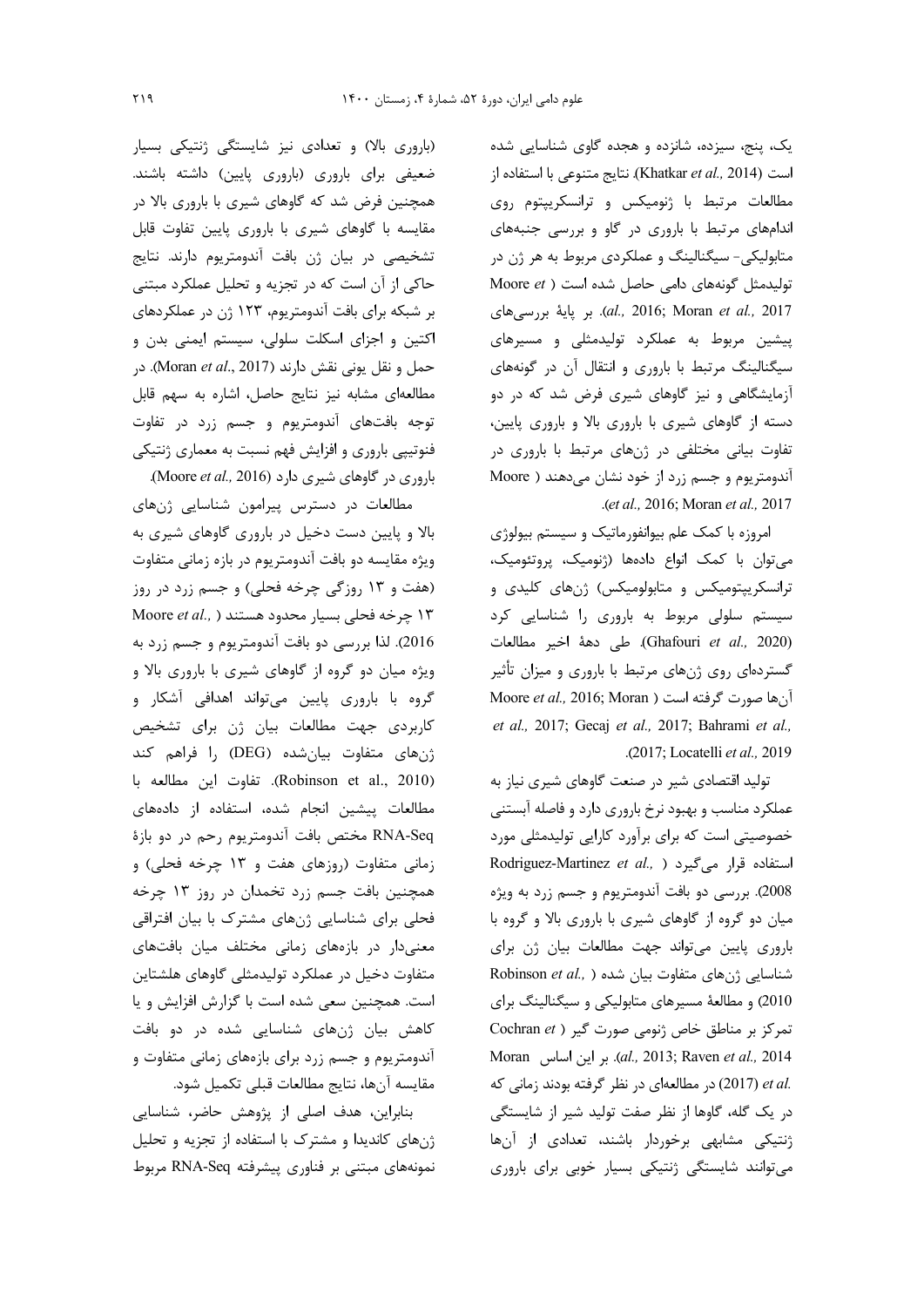یک، پنج، سیزده، شانزده و هجده گاوی شناسایی شده است (Khatkar *et al.,* 2014). نتایج متنوعی با استفاده از مطالعات مرتبط با ژنومیکس و ترانسکریپتوم روی اندام‌های مرتبط با باروری در گاو و بررسی جنبه‌های متابولیکی- سیگنالینگ و عملکردی مربوط به هر ژن در تولیدمثل گونه‌های دامی حاصل شده است ( Moore *et al.,* 2016; Moran *et al.,* 2017). بر پایهٔ بررسی‌های پیشین مربوط به عملکرد تولیدمثلی و مسیرهای سیگنالینگ مرتبط با باروری و انتقال آن در گونه‌های آزمایشگاهی و نیز گاوهای شیری فرض شد که در دو دسته از گاوهای شیری با باروری بالا و باروری پایین، تفاوت بیانی مختلفی در ژن‌های مرتبط با باروری در آندومتریوم و جسم زرد از خود نشان می‌دهند ( Moore *et al.,* 2016; Moran *et al.,* 2017).

امروزه با کمک علم بیوانفورماتیک و سیستم بیولوژی می‌توان با کمک انواع داده‌ها (ژنومیک، پروتئومیک، ترانسکریپتومیکس و متابولومیکس) ژن‌های کلیدی و سیستم سلولی مربوط به باروری را شناسایی کرد (Ghafouri *et al.,* 2020). طی دههٔ اخیر مطالعات گسترده‌ای روی ژن‌های مرتبط با باروری و میزان تأثیر آن‌ها صورت گرفته است ( Moore *et al.,* 2016; Moran *et al.,* 2017; Gecaj *et al.,* 2017; Bahrami *et al.,* 2017; Locatelli *et al.,* 2019).

تولید اقتصادی شیر در صنعت گاوهای شیری نیاز به عملکرد مناسب و بهبود نرخ باروری دارد و فاصله آبستنی خصوصیتی است که برای برآورد کارایی تولیدمثلی مورد استفاده قرار می‌گیرد ( Rodriguez-Martinez *et al.,* 2008). بررسی دو بافت آندومتریوم و جسم زرد به ویژه میان دو گروه از گاوهای شیری با باروری بالا و گروه با باروری پایین می‌تواند جهت مطالعات بیان ژن برای شناسایی ژن‌های متفاوت بیان شده ( Robinson *et al.,* 2010) و مطالعهٔ مسیرهای متابولیکی و سیگنالینگ برای تمرکز بر مناطق خاص ژنومی صورت گیر ( Cochran *et al.,* 2013; Raven *et al.,* 2014). بر این اساس Moran *et al.* (2017) در مطالعه‌ای در نظر گرفته بودند زمانی که در یک گله، گاوها از نظر صفت تولید شیر از شایستگی ژنتیکی مشابهی برخوردار باشند، تعدادی از آن‌ها می‌توانند شایستگی ژنتیکی بسیار خوبی برای باروری (باروری بالا) و تعدادی نیز شایستگی ژنتیکی بسیار ضعیفی برای باروری (باروری پایین) داشته باشند. همچنین فرض شد که گاوهای شیری با باروری بالا در مقایسه با گاوهای شیری با باروری پایین تفاوت قابل تشخیصی در بیان ژن بافت آندومتریوم دارند. نتایج حاکی از آن است که در تجزیه و تحلیل عملکرد مبتنی بر شبکه برای بافت آندومتریوم، ۱۲۳ ژن در عملکردهای اکتین و اجزای اسکلت سلولی، سیستم ایمنی بدن و حمل و نقل یونی نقش دارند (Moran *et al.*, 2017). در مطالعه‌ای مشابه نیز نتایج حاصل، اشاره به سهم قابل توجه بافت‌های آندومتریوم و جسم زرد در تفاوت فنوتیپی باروری و افزایش فهم نسبت به معماری ژنتیکی باروری در گاوهای شیری دارد (Moore *et al.,* 2016).

مطالعات در دسترس پیرامون شناسایی ژن‌های بالا و پایین دست دخیل در باروری گاوهای شیری به ویژه مقایسه دو بافت آندومتریوم در بازه زمانی متفاوت (هفت و ۱۳ روزگی چرخه فحلی) و جسم زرد در روز ۱۳ چرخه فحلی بسیار محدود هستند ( Moore *et al.,* 2016). لذا بررسی دو بافت آندومتریوم و جسم زرد به ویژه میان دو گروه از گاوهای شیری با باروری بالا و گروه با باروری پایین می‌تواند اهدافی آشکار و کاربردی جهت مطالعات بیان ژن برای تشخیص ژن‌های متفاوت بیان‌شده (DEG) را فراهم کند (Robinson et al., 2010). تفاوت این مطالعه با مطالعات پیشین انجام شده، استفاده از داده‌های RNA-Seq مختص بافت آندومتریوم رحم در دو بازهٔ زمانی متفاوت (روزهای هفت و ۱۳ چرخه فحلی) و همچنین بافت جسم زرد تخمدان در روز ۱۳ چرخه فحلی برای شناسایی ژن‌های مشترک با بیان افتراقی معنی‌دار در بازه‌های زمانی مختلف میان بافت‌های متفاوت دخیل در عملکرد تولیدمثلی گاوهای هلشتاین است. همچنین سعی شده است با گزارش افزایش و یا کاهش بیان ژن‌های شناسایی شده در دو بافت آندومتریوم و جسم زرد برای بازه‌های زمانی متفاوت و مقایسه آن‌ها، نتایج مطالعات قبلی تکمیل شود.

بنابراین، هدف اصلی از پژوهش حاضر، شناسایی ژن‌های کاندیدا و مشترک با استفاده از تجزیه و تحلیل نمونه‌های مبتنی بر فناوری پیشرفته RNA-Seq مربوط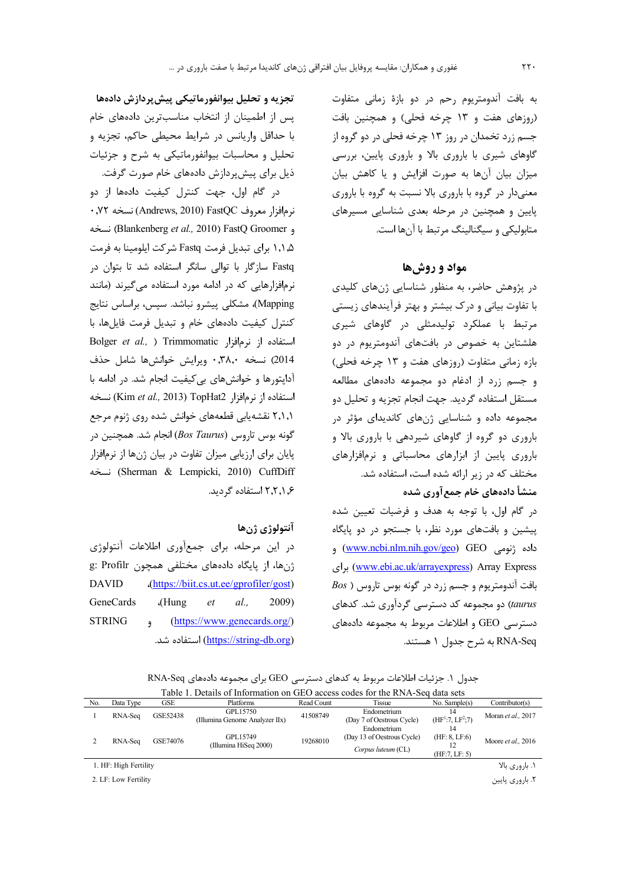به بافت آندومتریوم رحم در دو بازهٔ زمانی متفاوت (روزهای هفت و ۱۳ چرخه فحلی) و همچنین بافت جسم زرد تخمدان در روز ۱۳ چرخه فحلی در دو گروه از گاوهای شیری با باروری بالا و باروری پایین، بررسی میزان بیان آن‌ها به صورت افزایش و یا کاهش بیان معنی‌دار در گروه با باروری بالا نسبت به گروه با باروری پایین و همچنین در مرحله بعدی شناسایی مسیرهای متابولیکی و سیگنالینگ مرتبط با آن‌ها است.

## مواد و روش‌ها

در پژوهش حاضر، به منظور شناسایی ژن‌های کلیدی با تفاوت بیانی و درک بیشتر و بهتر فرآیندهای زیستی مرتبط با عملکرد تولیدمثلی در گاوهای شیری هلشتاین به خصوص در بافت‌های آندومتریوم در دو بازه زمانی متفاوت (روزهای هفت و ۱۳ چرخه فحلی) و جسم زرد از ادغام دو مجموعه داده‌های مطالعه مستقل استفاده گردید. جهت انجام تجزیه و تحلیل دو مجموعه داده و شناسایی ژن‌های کاندیدای مؤثر در باروری دو گروه از گاوهای شیردهی با باروری بالا و باروری پایین از ابزارهای محاسباتی و نرم‌افزارهای مختلف که در زیر ارائه شده است، استفاده شد.

### منشأ داده‌های خام جمع‌آوری شده

در گام اول، با توجه به هدف و فرضیات تعیین شده پیشین و بافت‌های مورد نظر، با جستجو در دو پایگاه داده ژنومی GEO (www.ncbi.nlm.nih.gov/geo) و Array Express (www.ebi.ac.uk/arrayexpress) برای بافت آندومتریوم و جسم زرد در گونه بوس تاروس (*Bos taurus*) دو مجموعه کد دسترسی گردآوری شد. کدهای دسترسی GEO و اطلاعات مربوط به مجموعه داده‌های RNA-Seq به شرح جدول ۱ هستند.

### تجزیه و تحلیل بیانفورماتیکی پیش‌پردازش داده‌ها

پس از اطمینان از انتخاب مناسب‌ترین داده‌های خام با حداقل واریانس در شرایط محیطی حاکم، تجزیه و تحلیل و محاسبات بیوانفورماتیکی به شرح و جزئیات ذیل برای پیش‌پردازش داده‌های خام صورت گرفت.

در گام اول، جهت کنترل کیفیت داده‌ها از دو نرم‌افزار معروف FastQC (Andrews, 2010) نسخه ۰٫۷۲ و FastQ Groomer (Blankenberg *et al.,* 2010) نسخه ۱٫۱٫۵ برای تبدیل فرمت Fastq شرکت ایلومینا به فرمت Fastq سازگار با توالی سانگر استفاده شد تا بتوان در نرم‌افزارهایی که در ادامه مورد استفاده می‌گیرند (مانند Mapping)، مشکلی پیشرو نباشد. سپس، براساس نتایج کنترل کیفیت داده‌های خام و تبدیل فرمت فایل‌ها، با استفاده از نرم‌افزار Trimmomatic (Bolger *et al.,* 2014) نسخه ۰٫۳۸٫۰ ویرایش خوانش‌ها شامل حذف آداپتورها و خوانش‌های بی‌کیفیت انجام شد. در ادامه با استفاده از نرم‌افزار TopHat2 (Kim *et al.,* 2013) نسخه ۲٫۱٫۱ نقشه‌یابی قطعه‌های خوانش شده روی ژنوم مرجع گونه بوس تاروس (*Bos Taurus*) انجام شد. همچنین در پایان برای ارزیابی میزان تفاوت در بیان ژن‌ها از نرم‌افزار CuffDiff (Sherman & Lempicki, 2010) نسخه ۲٫۲٫۱٫۶ استفاده گردید.

### آنتولوژی ژن‌ها

در این مرحله، برای جمع‌آوری اطلاعات آنتولوژی ژن‌ها، از پایگاه داده‌های مختلفی همچون g: Profilr (https://biit.cs.ut.ee/gprofiler/gost)، DAVID (Hung *et al.,* 2009)، GeneCards (https://www.genecards.org/) و STRING (https://string-db.org) استفاده شد.

جدول ۱. جزئیات اطلاعات مربوط به کدهای دسترسی GEO برای مجموعه داده‌های RNA-Seq

Table 1. Details of Information on GEO access codes for the RNA-Seq data sets

| No. | Data Type | GSE | Platforms | Read Count | Tissue | No. Sample(s) | Contributor(s) |
|---|---|---|---|---|---|---|---|
| 1 | RNA-Seq | GSE52438 | GPL15750 (Illumina Genome Analyzer IIx) | 41508749 | Endometrium (Day 7 of Oestrous Cycle) | 14 (HF[1]:7, LF[2]:7) | Moran *et al.,* 2017 |
| 2 | RNA-Seq | GSE74076 | GPL15749 (Illumina HiSeq 2000) | 19268010 | Endometrium (Day 13 of Oestrous Cycle) | 14 (HF: 8, LF:6) | Moore *et al.,* 2016 |
| | | | | | *Corpus luteum* (CL) | 12 (HF:7, LF: 5) | |

1. HF: High Fertility — ۱. باروری بالا

2. LF: Low Fertility — ۲. باروری پایین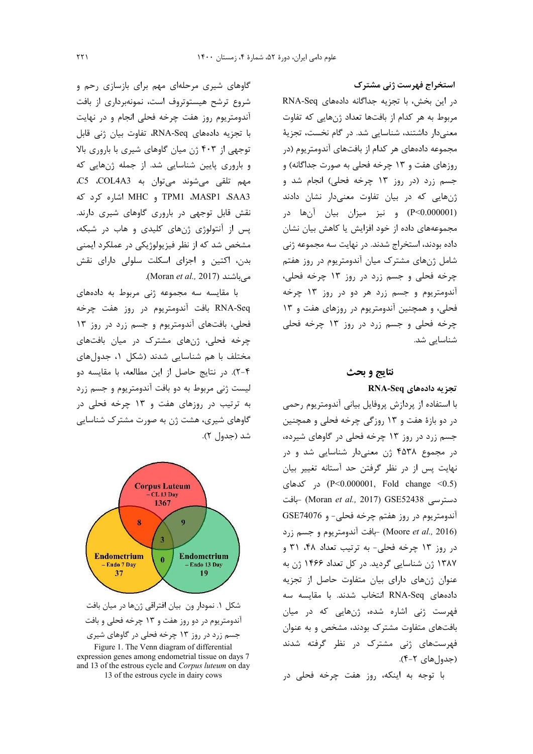### استخراج فهرست ژنی مشترک

در این بخش، با تجزیه جداگانه داده‌های RNA-Seq مربوط به هر کدام از بافت‌ها تعداد ژن‌هایی که تفاوت معنی‌دار داشتند، شناسایی شد. در گام نخست، تجزیهٔ مجموعه داده‌های هر کدام از بافت‌های آندومتریوم (در روزهای هفت و ۱۳ چرخه فحلی به صورت جداگانه) و جسم زرد (در روز ۱۳ چرخه فحلی) انجام شد و ژن‌هایی که در بیان تفاوت معنی‌دار نشان دادند ($P<0.000001$) و نیز میزان بیان آن‌ها در مجموعه‌های داده از خود افزایش یا کاهش بیان نشان داده بودند، استخراج شدند. در نهایت سه مجموعه ژنی شامل ژن‌های مشترک میان آندومتریوم در روز هفتم چرخه فحلی و جسم زرد در روز ۱۳ چرخه فحلی، آندومتریوم و جسم زرد هر دو در روز ۱۳ چرخه فحلی، و همچنین آندومتریوم در روزهای هفت و ۱۳ چرخه فحلی و جسم زرد در روز ۱۳ چرخه فحلی شناسایی شد.

## نتایج و بحث

### تجزیه داده‌های RNA-Seq

با استفاده از پردازش پروفایل بیانی آندومتریوم رحمی در دو بازهٔ هفت و ۱۳ روزگی چرخه فحلی و همچنین جسم زرد در روز ۱۳ چرخه فحلی در گاوهای شیرده، در مجموع ۴۵۳۸ ژن معنی‌دار شناسایی شد و در نهایت پس از در نظر گرفتن حد آستانه تغییر بیان ($P<0.000001$, Fold change $<0.5$) در کدهای دسترسی GSE52438 (Moran *et al.,* 2017) -بافت آندومتریوم در روز هفتم چرخه فحلی- و GSE74076 (Moore *et al.,* 2016) -بافت آندومتریوم و جسم زرد در روز ۱۳ چرخه فحلی- به ترتیب تعداد ۴۸، ۳۱ و ۱۳۸۷ ژن شناسایی گردید. در کل تعداد ۱۴۶۶ ژن به عنوان ژن‌های دارای بیان متفاوت حاصل از تجزیه داده‌های RNA-Seq انتخاب شدند. با مقایسه سه فهرست ژنی اشاره شده، ژن‌هایی که در میان بافت‌های متفاوت مشترک بودند، مشخص و به عنوان فهرست‌های ژنی مشترک در نظر گرفته شدند (جدول‌های ۲-۴).

با توجه به اینکه، روز هفت چرخه فحلی در گاوهای شیری مرحله‌ای مهم برای بازسازی رحم و شروع ترشح هیستوتروف است، نمونه‌برداری از بافت آندومتریوم روز هفت چرخه فحلی انجام و در نهایت با تجزیه داده‌های RNA-Seq، تفاوت بیان ژنی قابل توجهی از ۴۰۳ ژن میان گاوهای شیری با باروری بالا و باروری پایین شناسایی شد. از جمله ژن‌هایی که مهم تلقی می‌شوند می‌توان به COL4A3، C5، SAA3، MASP1، TPM1 و MHC اشاره کرد که نقش قابل توجهی در باروری گاوهای شیری دارند. پس از آنتولوژی ژن‌های کلیدی و هاب در شبکه، مشخص شد که از نظر فیزیولوژیکی در عملکرد ایمنی بدن، اکتین و اجزای اسکلت سلولی دارای نقش می‌باشند (Moran *et al.,* 2017).

با مقایسه سه مجموعه ژنی مربوط به داده‌های RNA-Seq بافت آندومتریوم در روز هفت چرخه فحلی، بافت‌های آندومتریوم و جسم زرد در روز ۱۳ چرخه فحلی، ژن‌های مشترک در میان بافت‌های مختلف با هم شناسایی شدند (شکل ۱، جدول‌های ۲-۴). در نتایج حاصل از این مطالعه، با مقایسه دو لیست ژنی مربوط به دو بافت آندومتریوم و جسم زرد به ترتیب در روزهای هفت و ۱۳ چرخه فحلی در گاوهای شیری، هشت ژن به صورت مشترک شناسایی شد (جدول ۲).

Corpus Luteum
– CL 13 Day
1367
8
9
3
Endometrium
– Endo 7 Day
37
0
Endometrium
– Endo 13 Day
19

شکل ۱. نمودار ون بیان افتراقی ژن‌ها در میان بافت آندومتریوم در دو روز هفت و ۱۳ چرخه فحلی و بافت جسم زرد در روز ۱۳ چرخه فحلی در گاوهای شیری

Figure 1. The Venn diagram of differential expression genes among endometrial tissue on days 7 and 13 of the estrous cycle and *Corpus luteum* on day 13 of the estrous cycle in dairy cows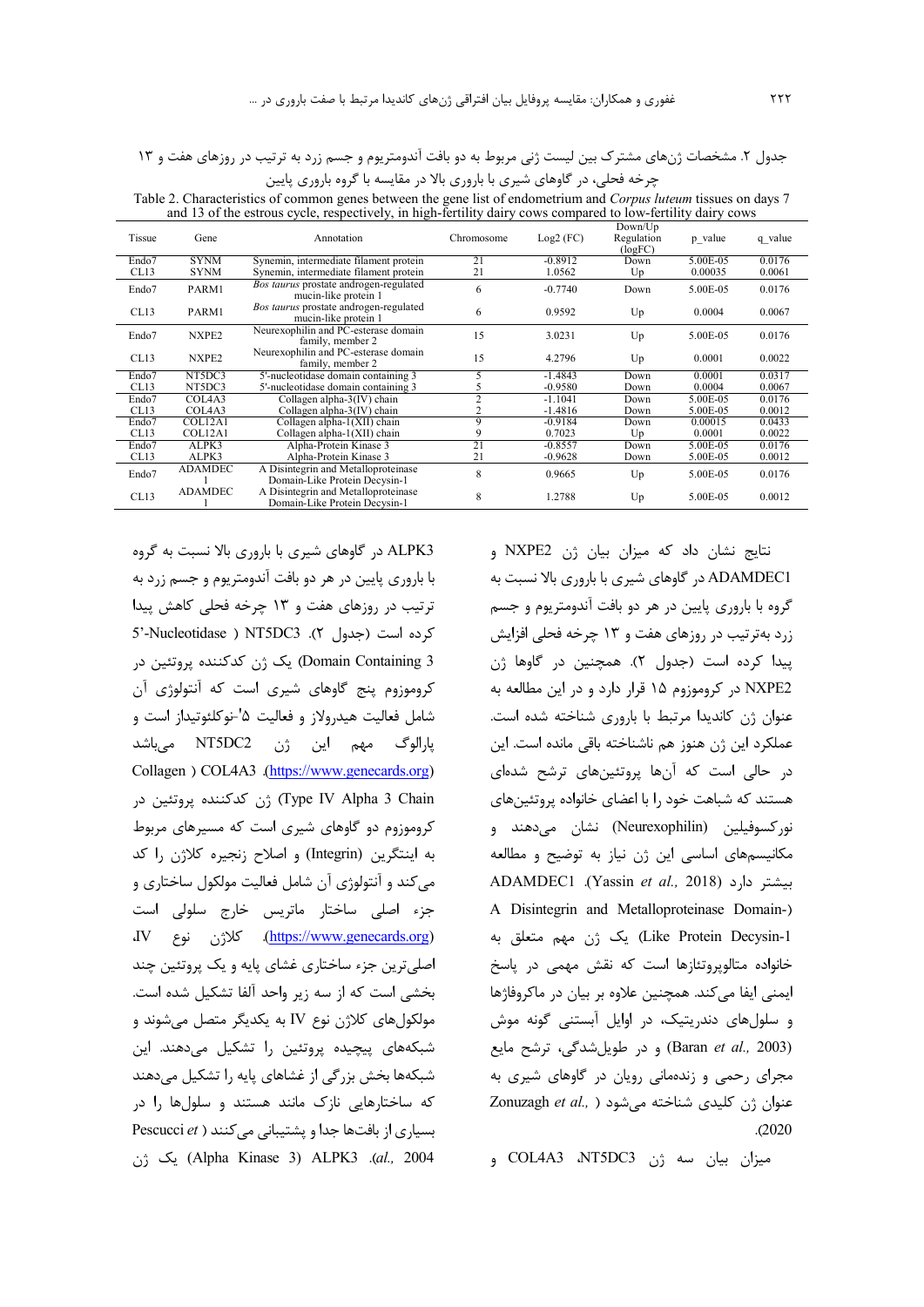جدول ۲. مشخصات ژن‌های مشترک بین لیست ژنی مربوط به دو بافت آندومتریوم و جسم زرد به ترتیب در روزهای هفت و ۱۳ چرخه فحلی، در گاوهای شیری با باروری بالا در مقایسه با گروه باروری پایین

Table 2. Characteristics of common genes between the gene list of endometrium and *Corpus luteum* tissues on days 7 and 13 of the estrous cycle, respectively, in high-fertility dairy cows compared to low-fertility dairy cows

| Tissue | Gene | Annotation | Chromosome | Log2 (FC) | Down/Up Regulation (logFC) | p_value | q_value |
|---|---|---|---|---|---|---|---|
| Endo7 | SYNM | Synemin, intermediate filament protein | 21 | -0.8912 | Down | 5.00E-05 | 0.0176 |
| CL13 | SYNM | Synemin, intermediate filament protein | 21 | 1.0562 | Up | 0.00035 | 0.0061 |
| Endo7 | PARM1 | *Bos taurus* prostate androgen-regulated mucin-like protein 1 | 6 | -0.7740 | Down | 5.00E-05 | 0.0176 |
| CL13 | PARM1 | *Bos taurus* prostate androgen-regulated mucin-like protein 1 | 6 | 0.9592 | Up | 0.0004 | 0.0067 |
| Endo7 | NXPE2 | Neurexophilin and PC-esterase domain family, member 2 | 15 | 3.0231 | Up | 5.00E-05 | 0.0176 |
| CL13 | NXPE2 | Neurexophilin and PC-esterase domain family, member 2 | 15 | 4.2796 | Up | 0.0001 | 0.0022 |
| Endo7 | NT5DC3 | 5'-nucleotidase domain containing 3 | 5 | -1.4843 | Down | 0.0001 | 0.0317 |
| CL13 | NT5DC3 | 5'-nucleotidase domain containing 3 | 5 | -0.9580 | Down | 0.0004 | 0.0067 |
| Endo7 | COL4A3 | Collagen alpha-3(IV) chain | 2 | -1.1041 | Down | 5.00E-05 | 0.0176 |
| CL13 | COL4A3 | Collagen alpha-3(IV) chain | 2 | -1.4816 | Down | 5.00E-05 | 0.0012 |
| Endo7 | COL12A1 | Collagen alpha-1(XII) chain | 9 | -0.9184 | Down | 0.00015 | 0.0433 |
| CL13 | COL12A1 | Collagen alpha-1(XII) chain | 9 | 0.7023 | Up | 0.0001 | 0.0022 |
| Endo7 | ALPK3 | Alpha-Protein Kinase 3 | 21 | -0.8557 | Down | 5.00E-05 | 0.0176 |
| CL13 | ALPK3 | Alpha-Protein Kinase 3 | 21 | -0.9628 | Down | 5.00E-05 | 0.0012 |
| Endo7 | ADAMDEC1 | A Disintegrin and Metalloproteinase Domain-Like Protein Decysin-1 | 8 | 0.9665 | Up | 5.00E-05 | 0.0176 |
| CL13 | ADAMDEC1 | A Disintegrin and Metalloproteinase Domain-Like Protein Decysin-1 | 8 | 1.2788 | Up | 5.00E-05 | 0.0012 |

نتایج نشان داد که میزان بیان ژن NXPE2 و ADAMDEC1 در گاوهای شیری با باروری بالا نسبت به گروه با باروری پایین در هر دو بافت آندومتریوم و جسم زرد به‌ترتیب در روزهای هفت و ۱۳ چرخه فحلی افزایش پیدا کرده است (جدول ۲). همچنین در گاوها ژن NXPE2 در کروموزوم ۱۵ قرار دارد و در این مطالعه به عنوان ژن کاندیدا مرتبط با باروری شناخته شده است. عملکرد این ژن هنوز هم ناشناخته باقی مانده است. این در حالی است که آن‌ها پروتئین‌های ترشح شده‌ای هستند که شباهت خود را با اعضای خانواده پروتئین‌های نورکسوفیلین (Neurexophilin) نشان می‌دهند و مکانیسم‌های اساسی این ژن نیاز به توضیح و مطالعه بیشتر دارد (Yassin *et al.,* 2018). ADAMDEC1 (A Disintegrin and Metalloproteinase Domain-Like Protein Decysin-1) یک ژن مهم متعلق به خانواده متالوپروتئازها است که نقش مهمی در پاسخ ایمنی ایفا می‌کند. همچنین علاوه بر بیان در ماکروفاژها و سلول‌های دندریتیک، در اوایل آبستنی گونه موش (Baran *et al.,* 2003) و در طویل‌شدگی، ترشح مایع مجرای رحمی و زنده‌مانی رویان در گاوهای شیری به عنوان ژن کلیدی شناخته می‌شود (Zonuzagh *et al.,* 2020).

میزان بیان سه ژن NT5DC3، COL4A3 و ALPK3 در گاوهای شیری با باروری بالا نسبت به گروه با باروری پایین در هر دو بافت آندومتریوم و جسم زرد به ترتیب در روزهای هفت و ۱۳ چرخه فحلی کاهش پیدا کرده است (جدول ۲). NT5DC3 (5'-Nucleotidase Domain Containing 3) یک ژن کدکننده پروتئین در کروموزوم پنج گاوهای شیری است که آنتولوژی آن شامل فعالیت هیدرولاز و فعالیت ۵'-نوکلئوتیداز است و پارالوگ مهم این ژن NT5DC2 می‌باشد (https://www.genecards.org). COL4A3 (Collagen Type IV Alpha 3 Chain) ژن کدکننده پروتئین در کروموزوم دو گاوهای شیری است که مسیرهای مربوط به اینتگرین (Integrin) و اصلاح زنجیره کلاژن را کد می‌کند و آنتولوژی آن شامل فعالیت مولکول ساختاری و جزء اصلی ساختار ماتریس خارج سلولی است (https://www.genecards.org). کلاژن نوع IV، اصلی‌ترین جزء ساختاری غشای پایه و یک پروتئین چند بخشی است که از سه زیر واحد آلفا تشکیل شده است. مولکول‌های کلاژن نوع IV به یکدیگر متصل می‌شوند و شبکه‌های پیچیده پروتئین را تشکیل می‌دهند. این شبکه‌ها بخش بزرگی از غشای پایه را تشکیل می‌دهند که ساختارهایی نازک مانند هستند و سلول‌ها را در بسیاری از بافت‌ها جدا و پشتیبانی می‌کنند (Pescucci *et al.,* 2004). ALPK3 (Alpha Kinase 3) یک ژن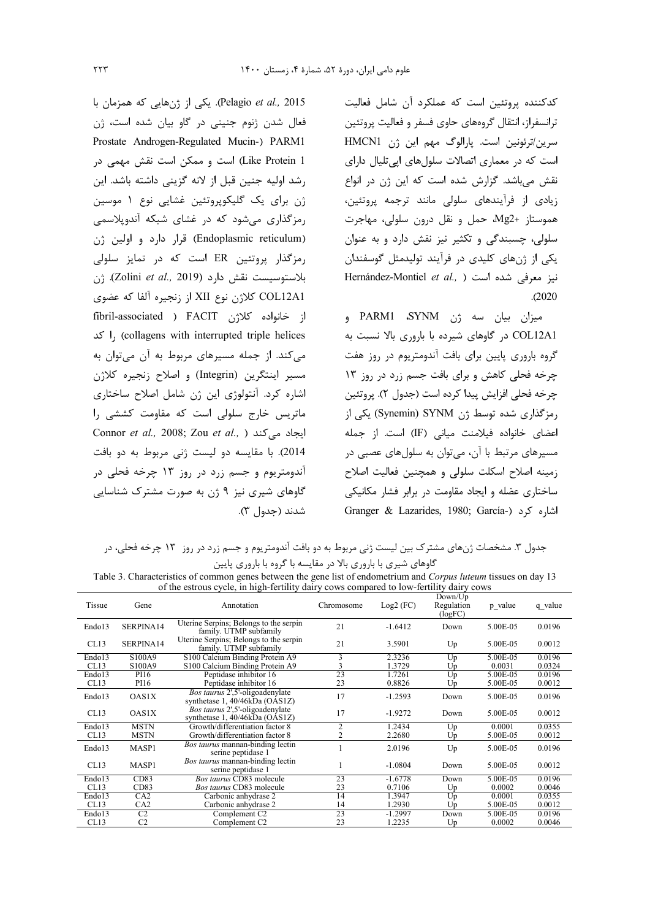کدکننده پروتئین است که عملکرد آن شامل فعالیت ترانسفراز، انتقال گروه‌های حاوی فسفر و فعالیت پروتئین سرین/ترئونین است. پارالوگ مهم این ژن HMCN1 است که در معماری اتصالات سلول‌های اپی‌تلیال دارای نقش می‌باشد. گزارش شده است که این ژن در انواع زیادی از فرآیندهای سلولی مانند ترجمه پروتئین، هموستاز $Mg^{2+}$، حمل و نقل درون سلولی، مهاجرت سلولی، چسبندگی و تکثیر نیز نقش دارد و به عنوان یکی از ژن‌های کلیدی در فرآیند تولیدمثل گوسفندان نیز معرفی شده است (Hernández-Montiel *et al.,* 2020).

میزان بیان سه ژن PARM1 ،SYNM و COL12A1 در گاوهای شیرده با باروری بالا نسبت به گروه باروری پایین برای بافت آندومتریوم در روز هفت چرخه فحلی کاهش و برای بافت جسم زرد در روز ۱۳ چرخه فحلی افزایش پیدا کرده است (جدول ۲). پروتئین رمزگذاری شده توسط ژن SYNM (Synemin) یکی از اعضای خانواده فیلامنت میانی (IF) است. از جمله مسیرهای مرتبط با آن، می‌توان به سلول‌های عصبی در زمینه اصلاح اسکلت سلولی و همچنین فعالیت اصلاح ساختاری عضله و ایجاد مقاومت در برابر فشار مکانیکی اشاره کرد (Granger & Lazarides, 1980; García-Pelagio *et al.,* 2015). یکی از ژن‌هایی که همزمان با فعال شدن ژنوم جنینی در گاو بیان شده است، ژن PARM1 (Prostate Androgen-Regulated Mucin-Like Protein 1) است و ممکن است نقش مهمی در رشد اولیه جنین قبل از لانه گزینی داشته باشد. این ژن برای یک گلیکوپروتئین غشایی نوع ۱ موسین رمزگذاری می‌شود که در غشای شبکه آندوپلاسمی (Endoplasmic reticulum) قرار دارد و اولین ژن رمزگذار پروتئین ER است که در تمایز سلولی بلاستوسیست نقش دارد (Zolini *et al.,* 2019). ژن COL12A1 کلاژن نوع XII از زنجیره آلفا که عضوی از خانواده کلاژن FACIT (fibril-associated collagens with interrupted triple helices) را کد می‌کند. از جمله مسیرهای مربوط به آن می‌توان به مسیر اینتگرین (Integrin) و اصلاح زنجیره کلاژن اشاره کرد. آنتولوژی این ژن شامل اصلاح ساختاری ماتریس خارج سلولی است که مقاومت کششی را ایجاد می‌کند (Connor *et al.,* 2008; Zou *et al.,* 2014). با مقایسه دو لیست ژنی مربوط به دو بافت آندومتریوم و جسم زرد در روز ۱۳ چرخه فحلی در گاوهای شیری نیز ۹ ژن به صورت مشترک شناسایی شدند (جدول ۳).

جدول ۳. مشخصات ژن‌های مشترک بین لیست ژنی مربوط به دو بافت آندومتریوم و جسم زرد در روز ۱۳ چرخه فحلی، در گاوهای شیری با باروری بالا در مقایسه با گروه با باروری پایین

Table 3. Characteristics of common genes between the gene list of endometrium and *Corpus luteum* tissues on day 13 of the estrous cycle, in high-fertility dairy cows compared to low-fertility dairy cows

| Tissue | Gene | Annotation | Chromosome | Log2 (FC) | Down/Up Regulation (logFC) | p_value | q_value |
|---|---|---|---|---|---|---|---|
| Endo13 | SERPINA14 | Uterine Serpins; Belongs to the serpin family. UTMP subfamily | 21 | -1.6412 | Down | 5.00E-05 | 0.0196 |
| CL13 | SERPINA14 | Uterine Serpins; Belongs to the serpin family. UTMP subfamily | 21 | 3.5901 | Up | 5.00E-05 | 0.0012 |
| Endo13 | S100A9 | S100 Calcium Binding Protein A9 | 3 | 2.3236 | Up | 5.00E-05 | 0.0196 |
| CL13 | S100A9 | S100 Calcium Binding Protein A9 | 3 | 1.3729 | Up | 0.0031 | 0.0324 |
| Endo13 | PI16 | Peptidase inhibitor 16 | 23 | 1.7261 | Up | 5.00E-05 | 0.0196 |
| CL13 | PI16 | Peptidase inhibitor 16 | 23 | 0.8826 | Up | 5.00E-05 | 0.0012 |
| Endo13 | OAS1X | *Bos taurus* 2',5'-oligoadenylate synthetase 1, 40/46kDa (OAS1Z) | 17 | -1.2593 | Down | 5.00E-05 | 0.0196 |
| CL13 | OAS1X | *Bos taurus* 2',5'-oligoadenylate synthetase 1, 40/46kDa (OAS1Z) | 17 | -1.9272 | Down | 5.00E-05 | 0.0012 |
| Endo13 | MSTN | Growth/differentiation factor 8 | 2 | 1.2434 | Up | 0.0001 | 0.0355 |
| CL13 | MSTN | Growth/differentiation factor 8 | 2 | 2.2680 | Up | 5.00E-05 | 0.0012 |
| Endo13 | MASP1 | *Bos taurus* mannan-binding lectin serine peptidase 1 | 1 | 2.0196 | Up | 5.00E-05 | 0.0196 |
| CL13 | MASP1 | *Bos taurus* mannan-binding lectin serine peptidase 1 | 1 | -1.0804 | Down | 5.00E-05 | 0.0012 |
| Endo13 | CD83 | *Bos taurus* CD83 molecule | 23 | -1.6778 | Down | 5.00E-05 | 0.0196 |
| CL13 | CD83 | *Bos taurus* CD83 molecule | 23 | 0.7106 | Up | 0.0002 | 0.0046 |
| Endo13 | CA2 | Carbonic anhydrase 2 | 14 | 1.3947 | Up | 0.0001 | 0.0355 |
| CL13 | CA2 | Carbonic anhydrase 2 | 14 | 1.2930 | Up | 5.00E-05 | 0.0012 |
| Endo13 | C2 | Complement C2 | 23 | -1.2997 | Down | 5.00E-05 | 0.0196 |
| CL13 | C2 | Complement C2 | 23 | 1.2235 | Up | 0.0002 | 0.0046 |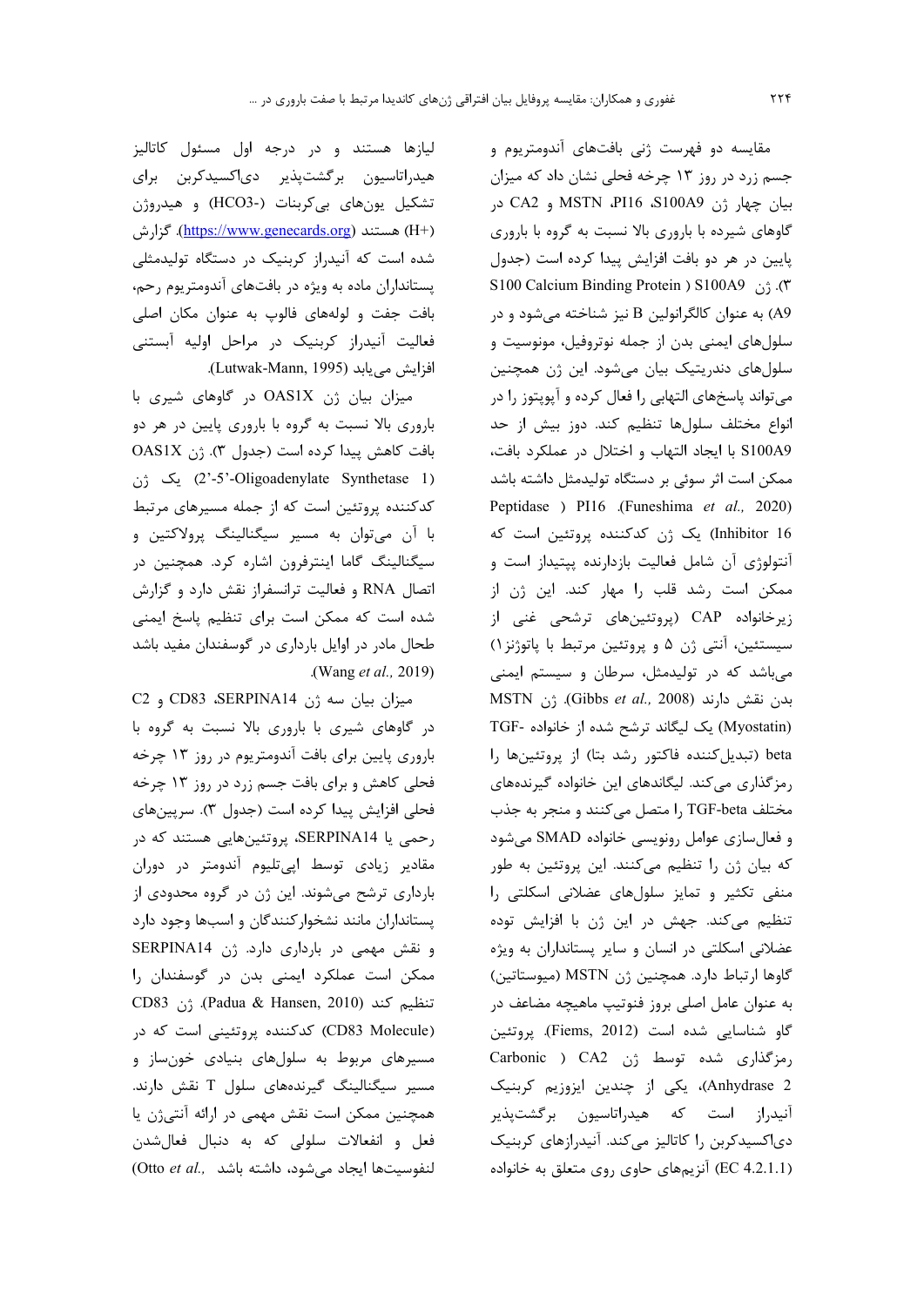مقایسه دو فهرست ژنی بافت‌های آندومتریوم و جسم زرد در روز ۱۳ چرخه فحلی نشان داد که میزان بیان چهار ژن S100A9، PI16، MSTN و CA2 در گاوهای شیرده با باروری بالا نسبت به گروه با باروری پایین در هر دو بافت افزایش پیدا کرده است (جدول ۳). ژن S100A9 (S100 Calcium Binding Protein A9) به عنوان کالگرانولین B نیز شناخته می‌شود و در سلول‌های ایمنی بدن از جمله نوتروفیل، مونوسیت و سلول‌های دندریتیک بیان می‌شود. این ژن همچنین می‌تواند پاسخ‌های التهابی را فعال کرده و آپوپتوز را در انواع مختلف سلول‌ها تنظیم کند. دوز بیش از حد S100A9 با ایجاد التهاب و اختلال در عملکرد بافت، ممکن است اثر سوئی بر دستگاه تولیدمثل داشته باشد (Funeshima *et al.,* 2020). PI16 (Peptidase Inhibitor 16) یک ژن کدکننده پروتئین است که آنتولوژی آن شامل فعالیت بازدارنده پپتیداز است و ممکن است رشد قلب را مهار کند. این ژن از زیرخانواده CAP (پروتئین‌های ترشحی غنی از سیستئین، آنتی ژن ۵ و پروتئین مرتبط با پاتوژنز۱) می‌باشد که در تولیدمثل، سرطان و سیستم ایمنی بدن نقش دارند (Gibbs *et al.,* 2008). ژن MSTN (Myostatin) یک لیگاند ترشح شده از خانواده TGF-beta (تبدیل‌کننده فاکتور رشد بتا) از پروتئین‌ها را رمزگذاری می‌کند. لیگاندهای این خانواده گیرنده‌های مختلف TGF-beta را متصل می‌کنند و منجر به جذب و فعال‌سازی عوامل رونویسی خانواده SMAD می‌شود که بیان ژن را تنظیم می‌کنند. این پروتئین به طور منفی تکثیر و تمایز سلول‌های عضلانی اسکلتی را تنظیم می‌کند. جهش در این ژن با افزایش توده عضلانی اسکلتی در انسان و سایر پستانداران به ویژه گاوها ارتباط دارد. همچنین ژن MSTN (میوستاتین) به عنوان عامل اصلی بروز فنوتیپ ماهیچه مضاعف در گاو شناسایی شده است (Fiems, 2012). پروتئین رمزگذاری شده توسط ژن CA2 (Carbonic Anhydrase 2)، یکی از چندین ایزوزیم کربنیک آنیدراز است که هیدراتاسیون برگشت‌پذیر دی‌اکسیدکربن را کاتالیز می‌کند. آنیدرازهای کربنیک (EC 4.2.1.1) آنزیم‌های حاوی روی متعلق به خانواده لیازها هستند و در درجه اول مسئول کاتالیز هیدراتاسیون برگشت‌پذیر دی‌اکسیدکربن برای تشکیل یون‌های بی‌کربنات ($HCO_3^-$) و هیدروژن ($H^+$) هستند (https://www.genecards.org). گزارش شده است که آنیدراز کربنیک در دستگاه تولیدمثلی پستانداران ماده به ویژه در بافت‌های آندومتریوم رحم، بافت جفت و لوله‌های فالوپ به عنوان مکان اصلی فعالیت آنیدراز کربنیک در مراحل اولیه آبستنی افزایش می‌یابد (Lutwak-Mann, 1995).

میزان بیان ژن OAS1X در گاوهای شیری با باروری بالا نسبت به گروه با باروری پایین در دو بافت کاهش پیدا کرده است (جدول ۳). ژن OAS1X (2'-5'-Oligoadenylate Synthetase 1) یک ژن کدکننده پروتئین است که از جمله مسیرهای مرتبط با آن می‌توان به مسیر سیگنالینگ پرولاکتین و سیگنالینگ گاما اینترفرون اشاره کرد. همچنین در اتصال RNA و فعالیت ترانسفراز نقش دارد و گزارش شده است که ممکن است برای تنظیم پاسخ ایمنی طحال مادر در اوایل بارداری در گوسفندان مفید باشد (Wang *et al.,* 2019).

میزان بیان سه ژن SERPINA14، CD83 و C2 در گاوهای شیری با باروری بالا نسبت به گروه با باروری پایین برای بافت آندومتریوم در روز ۱۳ چرخه فحلی کاهش و برای بافت جسم زرد در روز ۱۳ چرخه فحلی افزایش پیدا کرده است (جدول ۳). سرپین‌های رحمی یا SERPINA14، پروتئین‌هایی هستند که در مقادیر زیادی توسط اپی‌تلیوم آندومتر در دوران بارداری ترشح می‌شوند. این ژن در گروه محدودی از پستانداران مانند نشخوارکنندگان و اسب‌ها وجود دارد و نقش مهمی در بارداری دارد. ژن SERPINA14 ممکن است عملکرد ایمنی بدن در گوسفندان را تنظیم کند (Padua & Hansen, 2010). ژن CD83 (CD83 Molecule) کدکننده پروتئینی است که در مسیرهای مربوط به سلول‌های بنیادی خون‌ساز و مسیر سیگنالینگ گیرنده‌های سلول T نقش دارند. همچنین ممکن است نقش مهمی در ارائه آنتی‌ژن یا فعل و انفعالات سلولی که به دنبال فعال‌شدن لنفوسیت‌ها ایجاد می‌شود، داشته باشد (Otto *et al.,*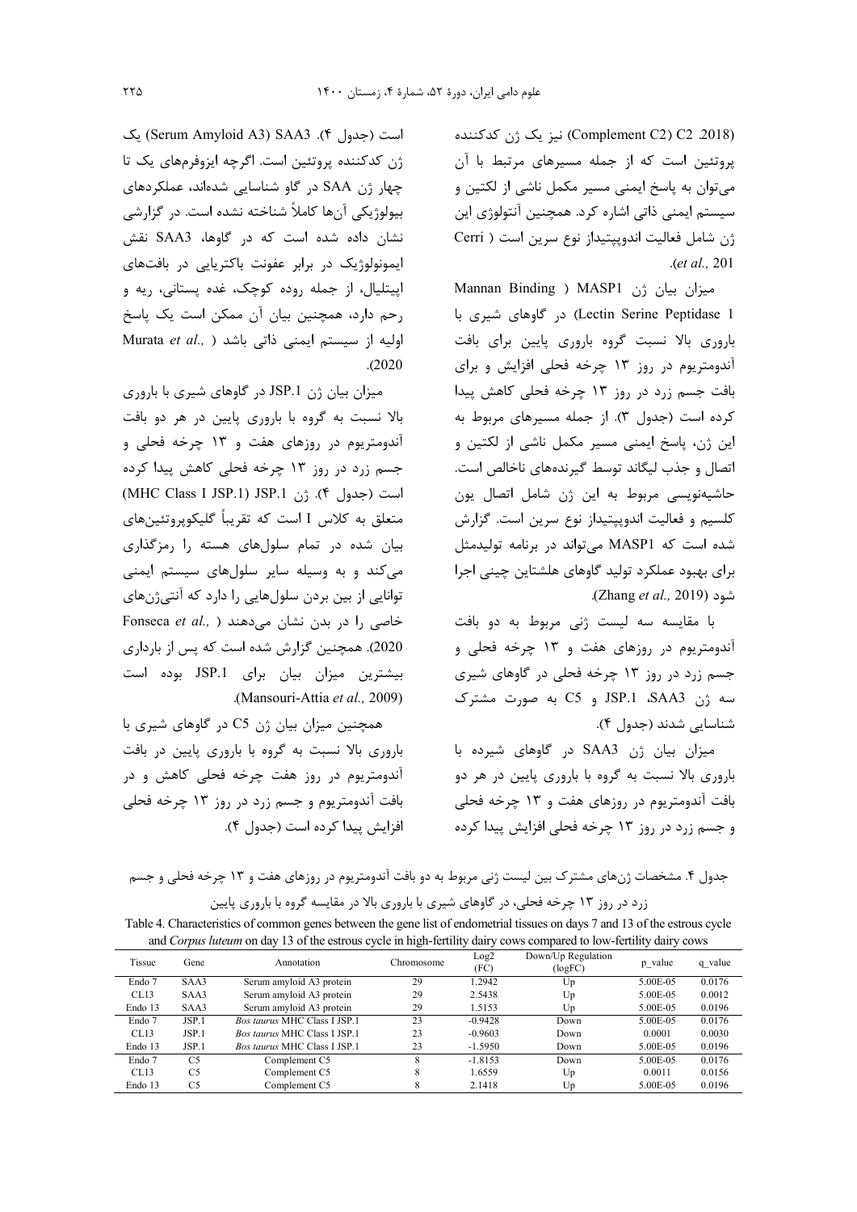2018). (Complement C2) C2 نیز یک ژن کدکننده پروتئین است که از جمله مسیرهای مرتبط با آن می‌توان به پاسخ ایمنی مسیر مکمل ناشی از لکتین و سیستم ایمنی ذاتی اشاره کرد. همچنین آنتولوژی این ژن شامل فعالیت اندوپپتیداز نوع سرین است ( Cerri *et al.,* 201).

میزان بیان ژن MASP1 ( Mannan Binding Lectin Serine Peptidase 1) در گاوهای شیری با باروری بالا نسبت گروه باروری پایین برای بافت آندومتریوم در روز ۱۳ چرخه فحلی افزایش و برای بافت جسم زرد در روز ۱۳ چرخه فحلی کاهش پیدا کرده است (جدول ۳). از جمله مسیرهای مربوط به این ژن، پاسخ ایمنی مسیر مکمل ناشی از لکتین و اتصال و جذب لیگاند توسط گیرنده‌های ناخالص است. حاشیه‌نویسی مربوط به این ژن شامل اتصال یون کلسیم و فعالیت اندوپپتیداز نوع سرین است. گزارش شده است که MASP1 می‌تواند در برنامه تولیدمثل برای بهبود عملکرد تولید گاوهای هلشتاین چینی اجرا شود (Zhang *et al.,* 2019).

با مقایسه سه لیست ژنی مربوط به دو بافت آندومتریوم در روزهای هفت و ۱۳ چرخه فحلی و جسم زرد در روز ۱۳ چرخه فحلی در گاوهای شیری سه ژن SAA3، JSP.1 و C5 به صورت مشترک شناسایی شدند (جدول ۴).

میزان بیان ژن SAA3 در گاوهای شیرده با باروری بالا نسبت به گروه با باروری پایین در هر دو بافت آندومتریوم در روزهای هفت و ۱۳ چرخه فحلی و جسم زرد در روز ۱۳ چرخه فحلی افزایش پیدا کرده است (جدول ۴). SAA3 (Serum Amyloid A3) یک ژن کدکننده پروتئین است. اگرچه ایزوفرم‌های یک تا چهار ژن SAA در گاو شناسایی شده‌اند، عملکردهای بیولوژیکی آن‌ها کاملاً شناخته نشده است. در گزارشی نشان داده شده است که در گاوها، SAA3 نقش ایمونولوژیک در برابر عفونت باکتریایی در بافت‌های اپیتلیال، از جمله روده کوچک، غده پستانی، ریه و رحم دارد، همچنین بیان آن ممکن است یک پاسخ اولیه از سیستم ایمنی ذاتی باشد ( Murata *et al.,* 2020).

میزان بیان ژن JSP.1 در گاوهای شیری با باروری بالا نسبت به گروه با باروری پایین در هر دو بافت آندومتریوم در روزهای هفت و ۱۳ چرخه فحلی و جسم زرد در روز ۱۳ چرخه فحلی کاهش پیدا کرده است (جدول ۴). ژن JSP.1 (MHC Class I JSP.1) متعلق به کلاس I است که تقریباً گلیکوپروتئین‌های بیان شده در تمام سلول‌های هسته را رمزگذاری می‌کند و به وسیله سایر سلول‌های سیستم ایمنی توانایی از بین بردن سلول‌هایی را دارد که آنتی‌ژن‌های خاصی را در بدن نشان می‌دهند ( Fonseca *et al.,* 2020). همچنین گزارش شده است که پس از بارداری بیشترین میزان بیان برای JSP.1 بوده است (Mansouri-Attia *et al.,* 2009).

همچنین میزان بیان ژن C5 در گاوهای شیری با باروری بالا نسبت به گروه با باروری پایین در بافت آندومتریوم در روز هفت چرخه فحلی کاهش و در بافت آندومتریوم و جسم زرد در روز ۱۳ چرخه فحلی افزایش پیدا کرده است (جدول ۴).

جدول ۴. مشخصات ژن‌های مشترک بین لیست ژنی مربوط به دو بافت آندومتریوم در روزهای هفت و ۱۳ چرخه فحلی و جسم زرد در روز ۱۳ چرخه فحلی، در گاوهای شیری با باروری بالا در مقایسه گروه با باروری پایین

Table 4. Characteristics of common genes between the gene list of endometrial tissues on days 7 and 13 of the estrous cycle and *Corpus luteum* on day 13 of the estrous cycle in high-fertility dairy cows compared to low-fertility dairy cows

| Tissue | Gene | Annotation | Chromosome | Log2 (FC) | Down/Up Regulation (logFC) | p_value | q_value |
|---|---|---|---|---|---|---|---|
| Endo 7 | SAA3 | Serum amyloid A3 protein | 29 | 1.2942 | Up | 5.00E-05 | 0.0176 |
| CL13 | SAA3 | Serum amyloid A3 protein | 29 | 2.5438 | Up | 5.00E-05 | 0.0012 |
| Endo 13 | SAA3 | Serum amyloid A3 protein | 29 | 1.5153 | Up | 5.00E-05 | 0.0196 |
| Endo 7 | JSP.1 | *Bos taurus* MHC Class I JSP.1 | 23 | -0.9428 | Down | 5.00E-05 | 0.0176 |
| CL13 | JSP.1 | *Bos taurus* MHC Class I JSP.1 | 23 | -0.9603 | Down | 0.0001 | 0.0030 |
| Endo 13 | JSP.1 | *Bos taurus* MHC Class I JSP.1 | 23 | -1.5950 | Down | 5.00E-05 | 0.0196 |
| Endo 7 | C5 | Complement C5 | 8 | -1.8153 | Down | 5.00E-05 | 0.0176 |
| CL13 | C5 | Complement C5 | 8 | 1.6559 | Up | 0.0011 | 0.0156 |
| Endo 13 | C5 | Complement C5 | 8 | 2.1418 | Up | 5.00E-05 | 0.0196 |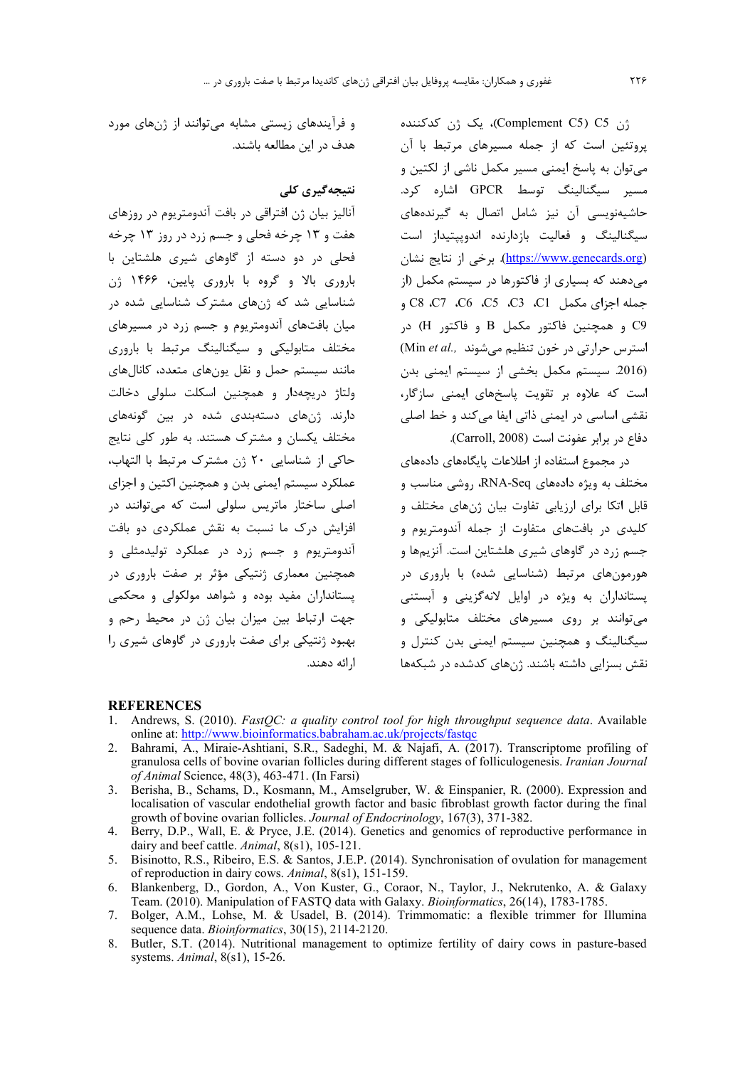ژن Complement C5) C5)، یک ژن کدکننده پروتئین است که از جمله مسیرهای مرتبط با آن می‌توان به پاسخ ایمنی مسیر مکمل ناشی از لکتین و مسیر سیگنالینگ توسط GPCR اشاره کرد. حاشیه‌نویسی آن نیز شامل اتصال به گیرنده‌های سیگنالینگ و فعالیت بازدارنده اندوپپتیداز است (https://www.genecards.org). برخی از نتایج نشان می‌دهند که بسیاری از فاکتورها در سیستم مکمل (از جمله اجزای مکمل C1، C3، C5، C6، C7، C8 و C9 و همچنین فاکتور مکمل B و فاکتور H) در استرس حرارتی در خون تنظیم می‌شوند (Min *et al.*, 2016). سیستم مکمل بخشی از سیستم ایمنی بدن است که علاوه بر تقویت پاسخ‌های ایمنی سازگار، نقشی اساسی در ایمنی ذاتی ایفا می‌کند و خط اصلی دفاع در برابر عفونت است (Carroll, 2008).

در مجموع استفاده از اطلاعات پایگاه‌های داده‌های مختلف به ویژه داده‌های RNA-Seq، روشی مناسب و قابل اتکا برای ارزیابی تفاوت بیان ژن‌های مختلف و کلیدی در بافت‌های متفاوت از جمله آندومتریوم و جسم زرد در گاوهای شیری هلشتاین است. آنزیم‌ها و هورمون‌های مرتبط (شناسایی شده) با باروری در پستانداران به ویژه در اوایل لانه‌گزینی و آبستنی می‌توانند بر روی مسیرهای مختلف متابولیکی و سیگنالینگ و همچنین سیستم ایمنی بدن کنترل و نقش بسزایی داشته باشند. ژن‌های کدشده در شبکه‌ها و فرآیندهای زیستی مشابه می‌توانند از ژن‌های مورد هدف در این مطالعه باشند.

## نتیجه‌گیری کلی

آنالیز بیان ژن افتراقی در بافت آندومتریوم در روزهای هفت و ۱۳ چرخه فحلی و جسم زرد در روز ۱۳ چرخه فحلی در دو دسته از گاوهای شیری هلشتاین با باروری بالا و گروه با باروری پایین، ۱۴۶۶ ژن شناسایی شد که ژن‌های مشترک شناسایی شده در میان بافت‌های آندومتریوم و جسم زرد در مسیرهای مختلف متابولیکی و سیگنالینگ مرتبط با باروری مانند سیستم حمل و نقل یون‌های متعدد، کانال‌های ولتاژ دریچه‌دار و همچنین اسکلت سلولی دخالت دارند. ژن‌های دسته‌بندی شده در بین گونه‌های مختلف یکسان و مشترک هستند. به طور کلی نتایج حاکی از شناسایی ۲۰ ژن مشترک مرتبط با التهاب، عملکرد سیستم ایمنی بدن و همچنین اکتین و اجزای اصلی ساختار ماتریس سلولی است که می‌توانند در افزایش درک ما نسبت به نقش عملکردی دو بافت آندومتریوم و جسم زرد در عملکرد تولیدمثلی و همچنین معماری ژنتیکی مؤثر بر صفت باروری در پستانداران مفید بوده و شواهد مولکولی و محکمی جهت ارتباط بین میزان بیان ژن در محیط رحم و بهبود ژنتیکی برای صفت باروری در گاوهای شیری را ارائه دهند.

## REFERENCES

1. Andrews, S. (2010). *FastQC: a quality control tool for high throughput sequence data*. Available online at: http://www.bioinformatics.babraham.ac.uk/projects/fastqc
2. Bahrami, A., Miraie-Ashtiani, S.R., Sadeghi, M. & Najafi, A. (2017). Transcriptome profiling of granulosa cells of bovine ovarian follicles during different stages of folliculogenesis. *Iranian Journal of Animal* Science, 48(3), 463-471. (In Farsi)
3. Berisha, B., Schams, D., Kosmann, M., Amselgruber, W. & Einspanier, R. (2000). Expression and localisation of vascular endothelial growth factor and basic fibroblast growth factor during the final growth of bovine ovarian follicles. *Journal of Endocrinology*, 167(3), 371-382.
4. Berry, D.P., Wall, E. & Pryce, J.E. (2014). Genetics and genomics of reproductive performance in dairy and beef cattle. *Animal*, 8(s1), 105-121.
5. Bisinotto, R.S., Ribeiro, E.S. & Santos, J.E.P. (2014). Synchronisation of ovulation for management of reproduction in dairy cows. *Animal*, 8(s1), 151-159.
6. Blankenberg, D., Gordon, A., Von Kuster, G., Coraor, N., Taylor, J., Nekrutenko, A. & Galaxy Team. (2010). Manipulation of FASTQ data with Galaxy. *Bioinformatics*, 26(14), 1783-1785.
7. Bolger, A.M., Lohse, M. & Usadel, B. (2014). Trimmomatic: a flexible trimmer for Illumina sequence data. *Bioinformatics*, 30(15), 2114-2120.
8. Butler, S.T. (2014). Nutritional management to optimize fertility of dairy cows in pasture-based systems. *Animal*, 8(s1), 15-26.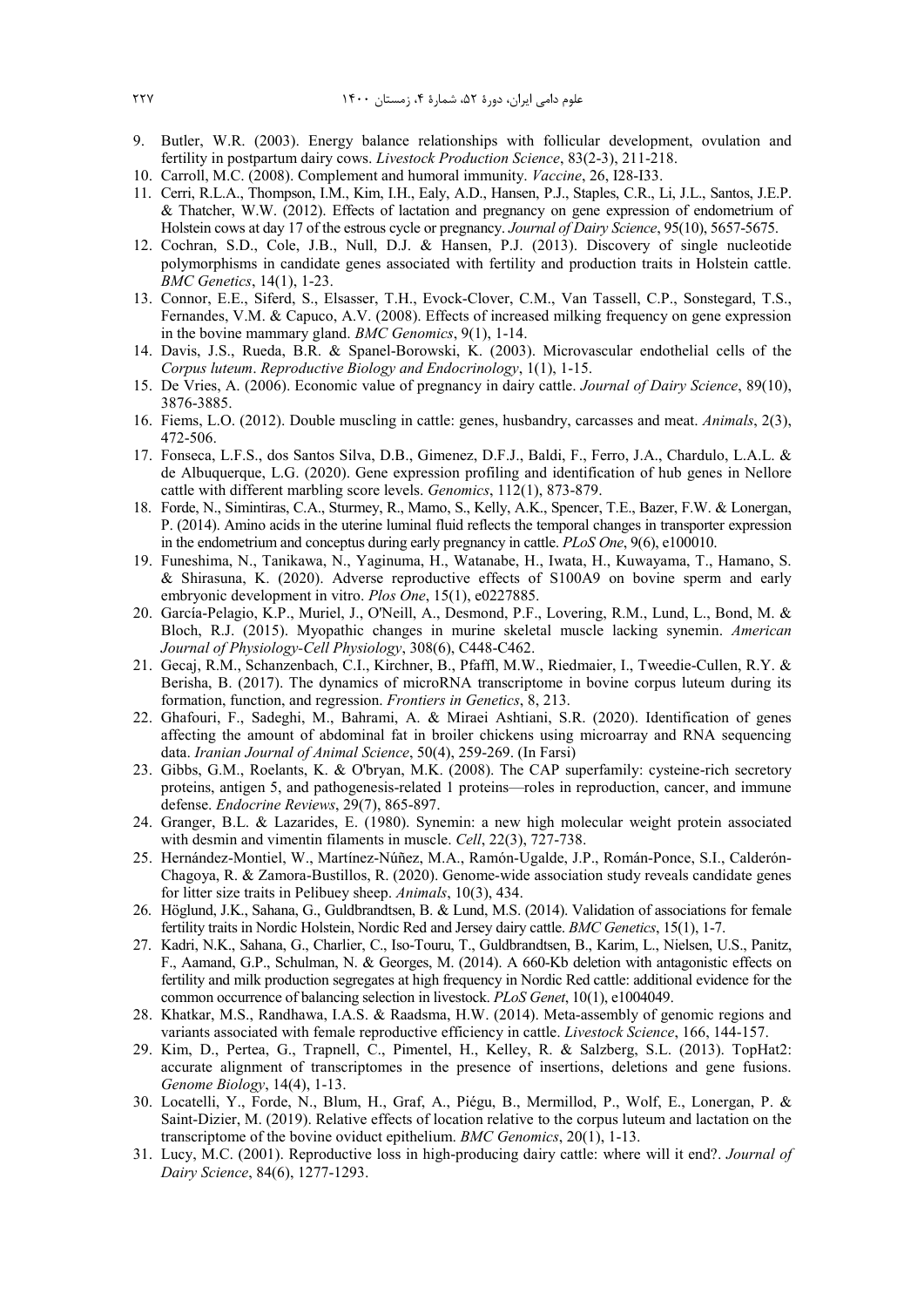9. Butler, W.R. (2003). Energy balance relationships with follicular development, ovulation and fertility in postpartum dairy cows. *Livestock Production Science*, 83(2-3), 211-218.
10. Carroll, M.C. (2008). Complement and humoral immunity. *Vaccine*, 26, I28-I33.
11. Cerri, R.L.A., Thompson, I.M., Kim, I.H., Ealy, A.D., Hansen, P.J., Staples, C.R., Li, J.L., Santos, J.E.P. & Thatcher, W.W. (2012). Effects of lactation and pregnancy on gene expression of endometrium of Holstein cows at day 17 of the estrous cycle or pregnancy. *Journal of Dairy Science*, 95(10), 5657-5675.
12. Cochran, S.D., Cole, J.B., Null, D.J. & Hansen, P.J. (2013). Discovery of single nucleotide polymorphisms in candidate genes associated with fertility and production traits in Holstein cattle. *BMC Genetics*, 14(1), 1-23.
13. Connor, E.E., Siferd, S., Elsasser, T.H., Evock-Clover, C.M., Van Tassell, C.P., Sonstegard, T.S., Fernandes, V.M. & Capuco, A.V. (2008). Effects of increased milking frequency on gene expression in the bovine mammary gland. *BMC Genomics*, 9(1), 1-14.
14. Davis, J.S., Rueda, B.R. & Spanel-Borowski, K. (2003). Microvascular endothelial cells of the *Corpus luteum*. *Reproductive Biology and Endocrinology*, 1(1), 1-15.
15. De Vries, A. (2006). Economic value of pregnancy in dairy cattle. *Journal of Dairy Science*, 89(10), 3876-3885.
16. Fiems, L.O. (2012). Double muscling in cattle: genes, husbandry, carcasses and meat. *Animals*, 2(3), 472-506.
17. Fonseca, L.F.S., dos Santos Silva, D.B., Gimenez, D.F.J., Baldi, F., Ferro, J.A., Chardulo, L.A.L. & de Albuquerque, L.G. (2020). Gene expression profiling and identification of hub genes in Nellore cattle with different marbling score levels. *Genomics*, 112(1), 873-879.
18. Forde, N., Simintiras, C.A., Sturmey, R., Mamo, S., Kelly, A.K., Spencer, T.E., Bazer, F.W. & Lonergan, P. (2014). Amino acids in the uterine luminal fluid reflects the temporal changes in transporter expression in the endometrium and conceptus during early pregnancy in cattle. *PLoS One*, 9(6), e100010.
19. Funeshima, N., Tanikawa, N., Yaginuma, H., Watanabe, H., Iwata, H., Kuwayama, T., Hamano, S. & Shirasuna, K. (2020). Adverse reproductive effects of S100A9 on bovine sperm and early embryonic development in vitro. *Plos One*, 15(1), e0227885.
20. García-Pelagio, K.P., Muriel, J., O'Neill, A., Desmond, P.F., Lovering, R.M., Lund, L., Bond, M. & Bloch, R.J. (2015). Myopathic changes in murine skeletal muscle lacking synemin. *American Journal of Physiology-Cell Physiology*, 308(6), C448-C462.
21. Gecaj, R.M., Schanzenbach, C.I., Kirchner, B., Pfaffl, M.W., Riedmaier, I., Tweedie-Cullen, R.Y. & Berisha, B. (2017). The dynamics of microRNA transcriptome in bovine corpus luteum during its formation, function, and regression. *Frontiers in Genetics*, 8, 213.
22. Ghafouri, F., Sadeghi, M., Bahrami, A. & Miraei Ashtiani, S.R. (2020). Identification of genes affecting the amount of abdominal fat in broiler chickens using microarray and RNA sequencing data. *Iranian Journal of Animal Science*, 50(4), 259-269. (In Farsi)
23. Gibbs, G.M., Roelants, K. & O'bryan, M.K. (2008). The CAP superfamily: cysteine-rich secretory proteins, antigen 5, and pathogenesis-related 1 proteins—roles in reproduction, cancer, and immune defense. *Endocrine Reviews*, 29(7), 865-897.
24. Granger, B.L. & Lazarides, E. (1980). Synemin: a new high molecular weight protein associated with desmin and vimentin filaments in muscle. *Cell*, 22(3), 727-738.
25. Hernández-Montiel, W., Martínez-Núñez, M.A., Ramón-Ugalde, J.P., Román-Ponce, S.I., Calderón-Chagoya, R. & Zamora-Bustillos, R. (2020). Genome-wide association study reveals candidate genes for litter size traits in Pelibuey sheep. *Animals*, 10(3), 434.
26. Höglund, J.K., Sahana, G., Guldbrandtsen, B. & Lund, M.S. (2014). Validation of associations for female fertility traits in Nordic Holstein, Nordic Red and Jersey dairy cattle. *BMC Genetics*, 15(1), 1-7.
27. Kadri, N.K., Sahana, G., Charlier, C., Iso-Touru, T., Guldbrandtsen, B., Karim, L., Nielsen, U.S., Panitz, F., Aamand, G.P., Schulman, N. & Georges, M. (2014). A 660-Kb deletion with antagonistic effects on fertility and milk production segregates at high frequency in Nordic Red cattle: additional evidence for the common occurrence of balancing selection in livestock. *PLoS Genet*, 10(1), e1004049.
28. Khatkar, M.S., Randhawa, I.A.S. & Raadsma, H.W. (2014). Meta-assembly of genomic regions and variants associated with female reproductive efficiency in cattle. *Livestock Science*, 166, 144-157.
29. Kim, D., Pertea, G., Trapnell, C., Pimentel, H., Kelley, R. & Salzberg, S.L. (2013). TopHat2: accurate alignment of transcriptomes in the presence of insertions, deletions and gene fusions. *Genome Biology*, 14(4), 1-13.
30. Locatelli, Y., Forde, N., Blum, H., Graf, A., Piégu, B., Mermillod, P., Wolf, E., Lonergan, P. & Saint-Dizier, M. (2019). Relative effects of location relative to the corpus luteum and lactation on the transcriptome of the bovine oviduct epithelium. *BMC Genomics*, 20(1), 1-13.
31. Lucy, M.C. (2001). Reproductive loss in high-producing dairy cattle: where will it end?. *Journal of Dairy Science*, 84(6), 1277-1293.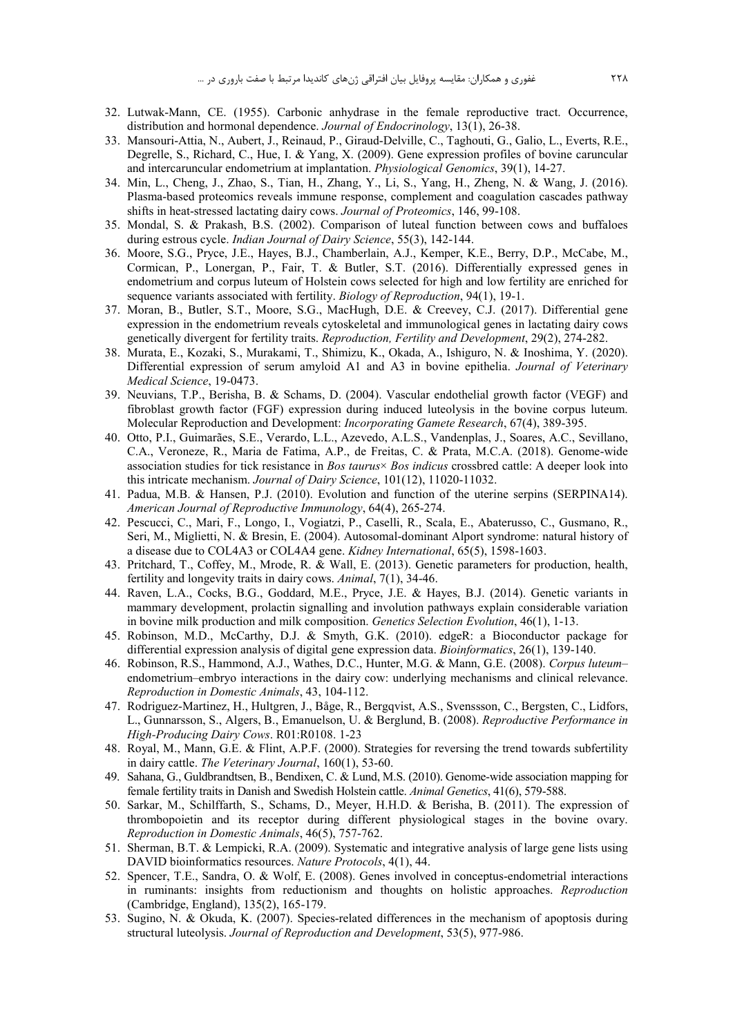32. Lutwak-Mann, CE. (1955). Carbonic anhydrase in the female reproductive tract. Occurrence, distribution and hormonal dependence. *Journal of Endocrinology*, 13(1), 26-38.
33. Mansouri-Attia, N., Aubert, J., Reinaud, P., Giraud-Delville, C., Taghouti, G., Galio, L., Everts, R.E., Degrelle, S., Richard, C., Hue, I. & Yang, X. (2009). Gene expression profiles of bovine caruncular and intercaruncular endometrium at implantation. *Physiological Genomics*, 39(1), 14-27.
34. Min, L., Cheng, J., Zhao, S., Tian, H., Zhang, Y., Li, S., Yang, H., Zheng, N. & Wang, J. (2016). Plasma-based proteomics reveals immune response, complement and coagulation cascades pathway shifts in heat-stressed lactating dairy cows. *Journal of Proteomics*, 146, 99-108.
35. Mondal, S. & Prakash, B.S. (2002). Comparison of luteal function between cows and buffaloes during estrous cycle. *Indian Journal of Dairy Science*, 55(3), 142-144.
36. Moore, S.G., Pryce, J.E., Hayes, B.J., Chamberlain, A.J., Kemper, K.E., Berry, D.P., McCabe, M., Cormican, P., Lonergan, P., Fair, T. & Butler, S.T. (2016). Differentially expressed genes in endometrium and corpus luteum of Holstein cows selected for high and low fertility are enriched for sequence variants associated with fertility. *Biology of Reproduction*, 94(1), 19-1.
37. Moran, B., Butler, S.T., Moore, S.G., MacHugh, D.E. & Creevey, C.J. (2017). Differential gene expression in the endometrium reveals cytoskeletal and immunological genes in lactating dairy cows genetically divergent for fertility traits. *Reproduction, Fertility and Development*, 29(2), 274-282.
38. Murata, E., Kozaki, S., Murakami, T., Shimizu, K., Okada, A., Ishiguro, N. & Inoshima, Y. (2020). Differential expression of serum amyloid A1 and A3 in bovine epithelia. *Journal of Veterinary Medical Science*, 19-0473.
39. Neuvians, T.P., Berisha, B. & Schams, D. (2004). Vascular endothelial growth factor (VEGF) and fibroblast growth factor (FGF) expression during induced luteolysis in the bovine corpus luteum. Molecular Reproduction and Development: *Incorporating Gamete Research*, 67(4), 389-395.
40. Otto, P.I., Guimarães, S.E., Verardo, L.L., Azevedo, A.L.S., Vandenplas, J., Soares, A.C., Sevillano, C.A., Veroneze, R., Maria de Fatima, A.P., de Freitas, C. & Prata, M.C.A. (2018). Genome-wide association studies for tick resistance in *Bos taurus*× *Bos indicus* crossbred cattle: A deeper look into this intricate mechanism. *Journal of Dairy Science*, 101(12), 11020-11032.
41. Padua, M.B. & Hansen, P.J. (2010). Evolution and function of the uterine serpins (SERPINA14). *American Journal of Reproductive Immunology*, 64(4), 265-274.
42. Pescucci, C., Mari, F., Longo, I., Vogiatzi, P., Caselli, R., Scala, E., Abaterusso, C., Gusmano, R., Seri, M., Miglietti, N. & Bresin, E. (2004). Autosomal-dominant Alport syndrome: natural history of a disease due to COL4A3 or COL4A4 gene. *Kidney International*, 65(5), 1598-1603.
43. Pritchard, T., Coffey, M., Mrode, R. & Wall, E. (2013). Genetic parameters for production, health, fertility and longevity traits in dairy cows. *Animal*, 7(1), 34-46.
44. Raven, L.A., Cocks, B.G., Goddard, M.E., Pryce, J.E. & Hayes, B.J. (2014). Genetic variants in mammary development, prolactin signalling and involution pathways explain considerable variation in bovine milk production and milk composition. *Genetics Selection Evolution*, 46(1), 1-13.
45. Robinson, M.D., McCarthy, D.J. & Smyth, G.K. (2010). edgeR: a Bioconductor package for differential expression analysis of digital gene expression data. *Bioinformatics*, 26(1), 139-140.
46. Robinson, R.S., Hammond, A.J., Wathes, D.C., Hunter, M.G. & Mann, G.E. (2008). *Corpus luteum*–endometrium–embryo interactions in the dairy cow: underlying mechanisms and clinical relevance. *Reproduction in Domestic Animals*, 43, 104-112.
47. Rodriguez-Martinez, H., Hultgren, J., Båge, R., Bergqvist, A.S., Svenssson, C., Bergsten, C., Lidfors, L., Gunnarsson, S., Algers, B., Emanuelson, U. & Berglund, B. (2008). *Reproductive Performance in High-Producing Dairy Cows*. R01:R0108. 1-23
48. Royal, M., Mann, G.E. & Flint, A.P.F. (2000). Strategies for reversing the trend towards subfertility in dairy cattle. *The Veterinary Journal*, 160(1), 53-60.
49. Sahana, G., Guldbrandtsen, B., Bendixen, C. & Lund, M.S. (2010). Genome-wide association mapping for female fertility traits in Danish and Swedish Holstein cattle. *Animal Genetics*, 41(6), 579-588.
50. Sarkar, M., Schilffarth, S., Schams, D., Meyer, H.H.D. & Berisha, B. (2011). The expression of thrombopoietin and its receptor during different physiological stages in the bovine ovary. *Reproduction in Domestic Animals*, 46(5), 757-762.
51. Sherman, B.T. & Lempicki, R.A. (2009). Systematic and integrative analysis of large gene lists using DAVID bioinformatics resources. *Nature Protocols*, 4(1), 44.
52. Spencer, T.E., Sandra, O. & Wolf, E. (2008). Genes involved in conceptus-endometrial interactions in ruminants: insights from reductionism and thoughts on holistic approaches. *Reproduction* (Cambridge, England), 135(2), 165-179.
53. Sugino, N. & Okuda, K. (2007). Species-related differences in the mechanism of apoptosis during structural luteolysis. *Journal of Reproduction and Development*, 53(5), 977-986.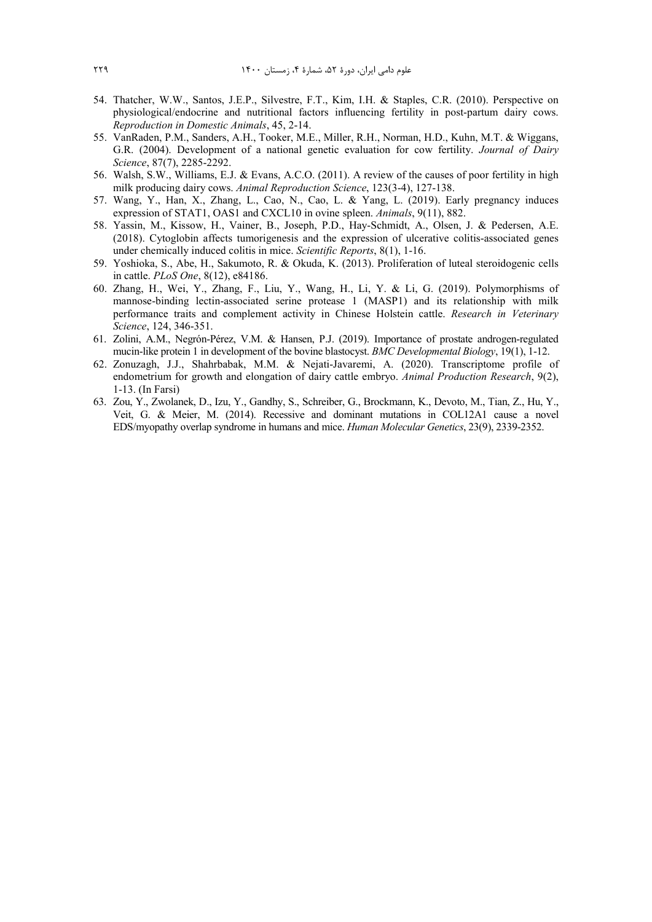54. Thatcher, W.W., Santos, J.E.P., Silvestre, F.T., Kim, I.H. & Staples, C.R. (2010). Perspective on physiological/endocrine and nutritional factors influencing fertility in post-partum dairy cows. *Reproduction in Domestic Animals*, 45, 2-14.
55. VanRaden, P.M., Sanders, A.H., Tooker, M.E., Miller, R.H., Norman, H.D., Kuhn, M.T. & Wiggans, G.R. (2004). Development of a national genetic evaluation for cow fertility. *Journal of Dairy Science*, 87(7), 2285-2292.
56. Walsh, S.W., Williams, E.J. & Evans, A.C.O. (2011). A review of the causes of poor fertility in high milk producing dairy cows. *Animal Reproduction Science*, 123(3-4), 127-138.
57. Wang, Y., Han, X., Zhang, L., Cao, N., Cao, L. & Yang, L. (2019). Early pregnancy induces expression of STAT1, OAS1 and CXCL10 in ovine spleen. *Animals*, 9(11), 882.
58. Yassin, M., Kissow, H., Vainer, B., Joseph, P.D., Hay-Schmidt, A., Olsen, J. & Pedersen, A.E. (2018). Cytoglobin affects tumorigenesis and the expression of ulcerative colitis-associated genes under chemically induced colitis in mice. *Scientific Reports*, 8(1), 1-16.
59. Yoshioka, S., Abe, H., Sakumoto, R. & Okuda, K. (2013). Proliferation of luteal steroidogenic cells in cattle. *PLoS One*, 8(12), e84186.
60. Zhang, H., Wei, Y., Zhang, F., Liu, Y., Wang, H., Li, Y. & Li, G. (2019). Polymorphisms of mannose-binding lectin-associated serine protease 1 (MASP1) and its relationship with milk performance traits and complement activity in Chinese Holstein cattle. *Research in Veterinary Science*, 124, 346-351.
61. Zolini, A.M., Negrón-Pérez, V.M. & Hansen, P.J. (2019). Importance of prostate androgen-regulated mucin-like protein 1 in development of the bovine blastocyst. *BMC Developmental Biology*, 19(1), 1-12.
62. Zonuzagh, J.J., Shahrbabak, M.M. & Nejati-Javaremi, A. (2020). Transcriptome profile of endometrium for growth and elongation of dairy cattle embryo. *Animal Production Research*, 9(2), 1-13. (In Farsi)
63. Zou, Y., Zwolanek, D., Izu, Y., Gandhy, S., Schreiber, G., Brockmann, K., Devoto, M., Tian, Z., Hu, Y., Veit, G. & Meier, M. (2014). Recessive and dominant mutations in COL12A1 cause a novel EDS/myopathy overlap syndrome in humans and mice. *Human Molecular Genetics*, 23(9), 2339-2352.